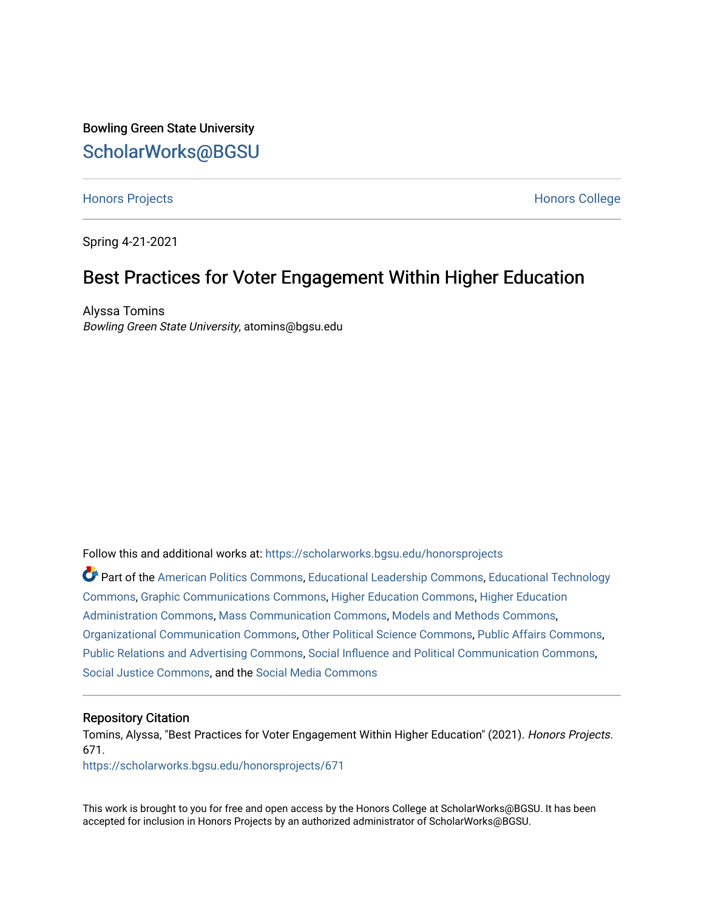Bowling Green State University

## ScholarWorks@BGSU

Honors Projects | Honors College

Spring 4-21-2021

# Best Practices for Voter Engagement Within Higher Education

Alyssa Tomins
*Bowling Green State University*, atomins@bgsu.edu

Follow this and additional works at: https://scholarworks.bgsu.edu/honorsprojects

Part of the American Politics Commons, Educational Leadership Commons, Educational Technology Commons, Graphic Communications Commons, Higher Education Commons, Higher Education Administration Commons, Mass Communication Commons, Models and Methods Commons, Organizational Communication Commons, Other Political Science Commons, Public Affairs Commons, Public Relations and Advertising Commons, Social Influence and Political Communication Commons, Social Justice Commons, and the Social Media Commons

### Repository Citation

Tomins, Alyssa, "Best Practices for Voter Engagement Within Higher Education" (2021). *Honors Projects*. 671.
https://scholarworks.bgsu.edu/honorsprojects/671

This work is brought to you for free and open access by the Honors College at ScholarWorks@BGSU. It has been accepted for inclusion in Honors Projects by an authorized administrator of ScholarWorks@BGSU.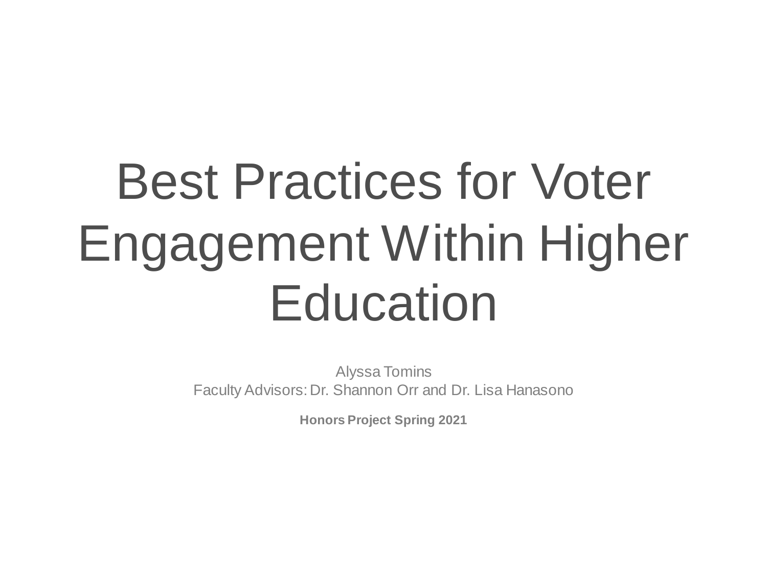# Best Practices for Voter Engagement Within Higher Education

Alyssa Tomins
Faculty Advisors: Dr. Shannon Orr and Dr. Lisa Hanasono

**Honors Project Spring 2021**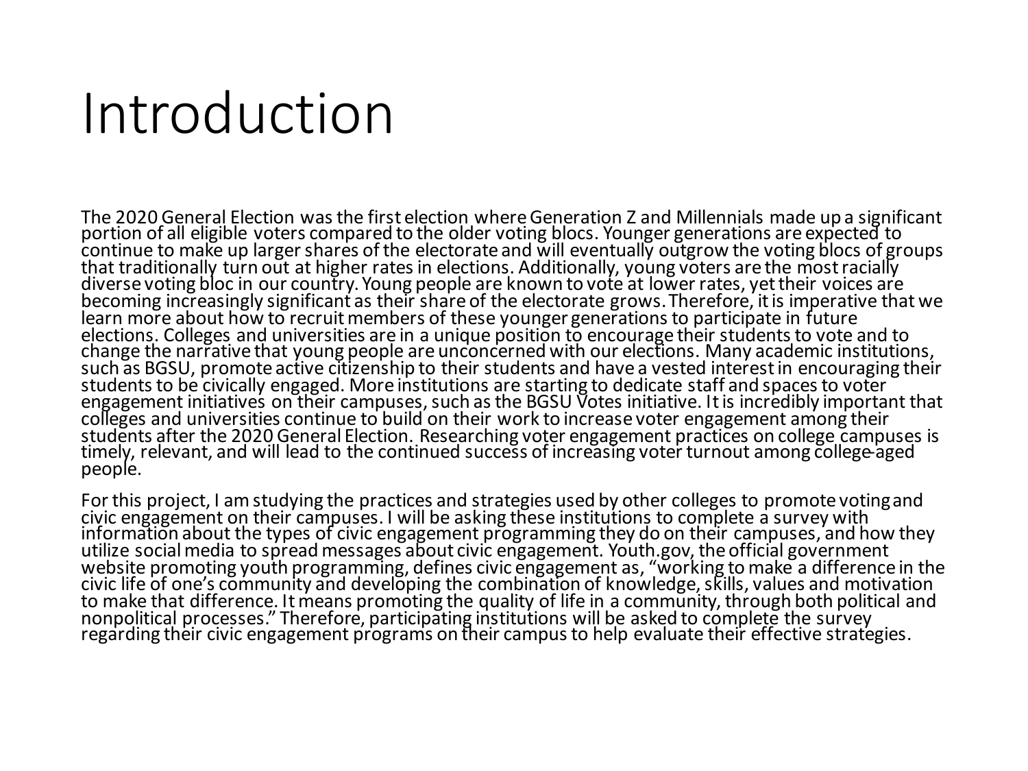# Introduction

The 2020 General Election was the first election where Generation Z and Millennials made up a significant portion of all eligible voters compared to the older voting blocs. Younger generations are expected to continue to make up larger shares of the electorate and will eventually outgrow the voting blocs of groups that traditionally turn out at higher rates in elections. Additionally, young voters are the most racially diverse voting bloc in our country. Young people are known to vote at lower rates, yet their voices are becoming increasingly significant as their share of the electorate grows. Therefore, it is imperative that we learn more about how to recruit members of these younger generations to participate in future elections. Colleges and universities are in a unique position to encourage their students to vote and to change the narrative that young people are unconcerned with our elections. Many academic institutions, such as BGSU, promote active citizenship to their students and have a vested interest in encouraging their students to be civically engaged. More institutions are starting to dedicate staff and spaces to voter engagement initiatives on their campuses, such as the BGSU Votes initiative. It is incredibly important that colleges and universities continue to build on their work to increase voter engagement among their students after the 2020 General Election. Researching voter engagement practices on college campuses is timely, relevant, and will lead to the continued success of increasing voter turnout among college-aged people.

For this project, I am studying the practices and strategies used by other colleges to promote voting and civic engagement on their campuses. I will be asking these institutions to complete a survey with information about the types of civic engagement programming they do on their campuses, and how they utilize social media to spread messages about civic engagement. Youth.gov, the official government website promoting youth programming, defines civic engagement as, "working to make a difference in the civic life of one's community and developing the combination of knowledge, skills, values and motivation to make that difference. It means promoting the quality of life in a community, through both political and nonpolitical processes." Therefore, participating institutions will be asked to complete the survey regarding their civic engagement programs on their campus to help evaluate their effective strategies.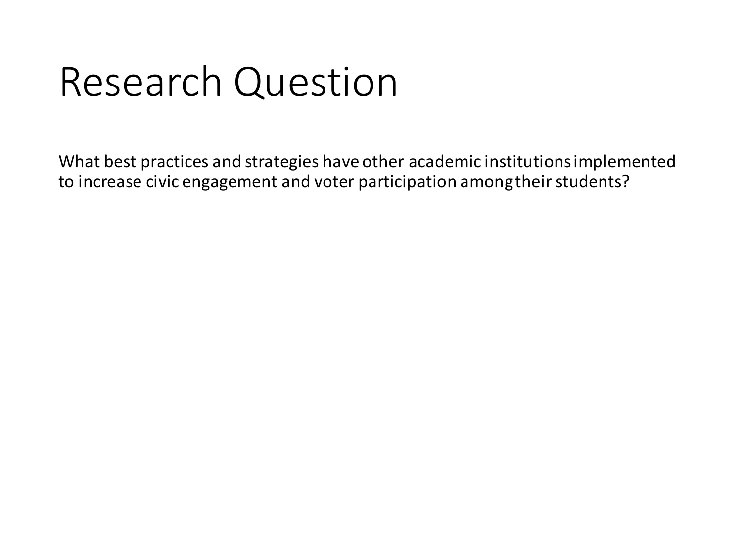# Research Question

What best practices and strategies have other academic institutions implemented to increase civic engagement and voter participation among their students?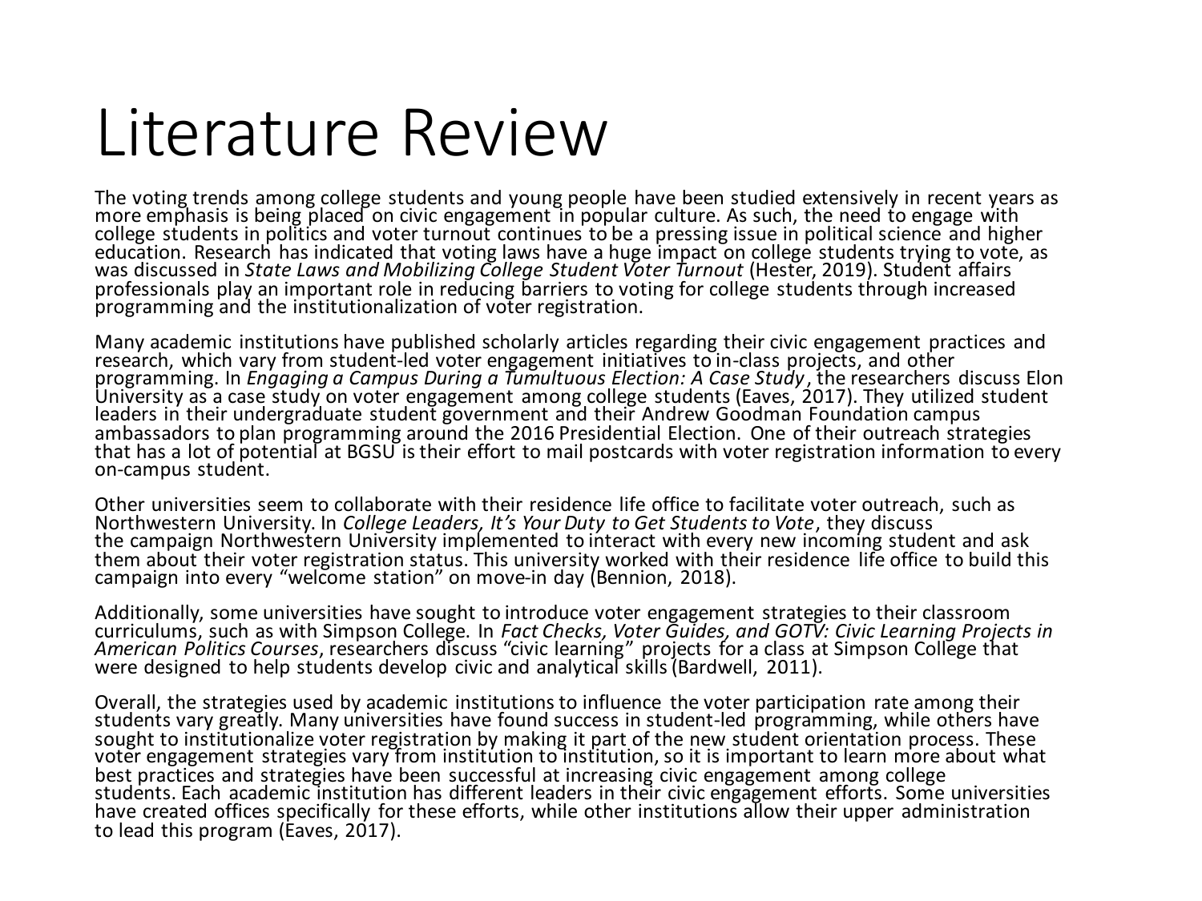# Literature Review

The voting trends among college students and young people have been studied extensively in recent years as more emphasis is being placed on civic engagement in popular culture. As such, the need to engage with college students in politics and voter turnout continues to be a pressing issue in political science and higher education. Research has indicated that voting laws have a huge impact on college students trying to vote, as was discussed in *State Laws and Mobilizing College Student Voter Turnout* (Hester, 2019). Student affairs professionals play an important role in reducing barriers to voting for college students through increased programming and the institutionalization of voter registration.

Many academic institutions have published scholarly articles regarding their civic engagement practices and research, which vary from student-led voter engagement initiatives to in-class projects, and other programming. In *Engaging a Campus During a Tumultuous Election: A Case Study*, the researchers discuss Elon University as a case study on voter engagement among college students (Eaves, 2017). They utilized student leaders in their undergraduate student government and their Andrew Goodman Foundation campus ambassadors to plan programming around the 2016 Presidential Election. One of their outreach strategies that has a lot of potential at BGSU is their effort to mail postcards with voter registration information to every on-campus student.

Other universities seem to collaborate with their residence life office to facilitate voter outreach, such as Northwestern University. In *College Leaders, It's Your Duty to Get Students to Vote*, they discuss the campaign Northwestern University implemented to interact with every new incoming student and ask them about their voter registration status. This university worked with their residence life office to build this campaign into every "welcome station" on move-in day (Bennion, 2018).

Additionally, some universities have sought to introduce voter engagement strategies to their classroom curriculums, such as with Simpson College. In *Fact Checks, Voter Guides, and GOTV: Civic Learning Projects in American Politics Courses*, researchers discuss "civic learning" projects for a class at Simpson College that were designed to help students develop civic and analytical skills (Bardwell, 2011).

Overall, the strategies used by academic institutions to influence the voter participation rate among their students vary greatly. Many universities have found success in student-led programming, while others have sought to institutionalize voter registration by making it part of the new student orientation process. These voter engagement strategies vary from institution to institution, so it is important to learn more about what best practices and strategies have been successful at increasing civic engagement among college students. Each academic institution has different leaders in their civic engagement efforts. Some universities have created offices specifically for these efforts, while other institutions allow their upper administration to lead this program (Eaves, 2017).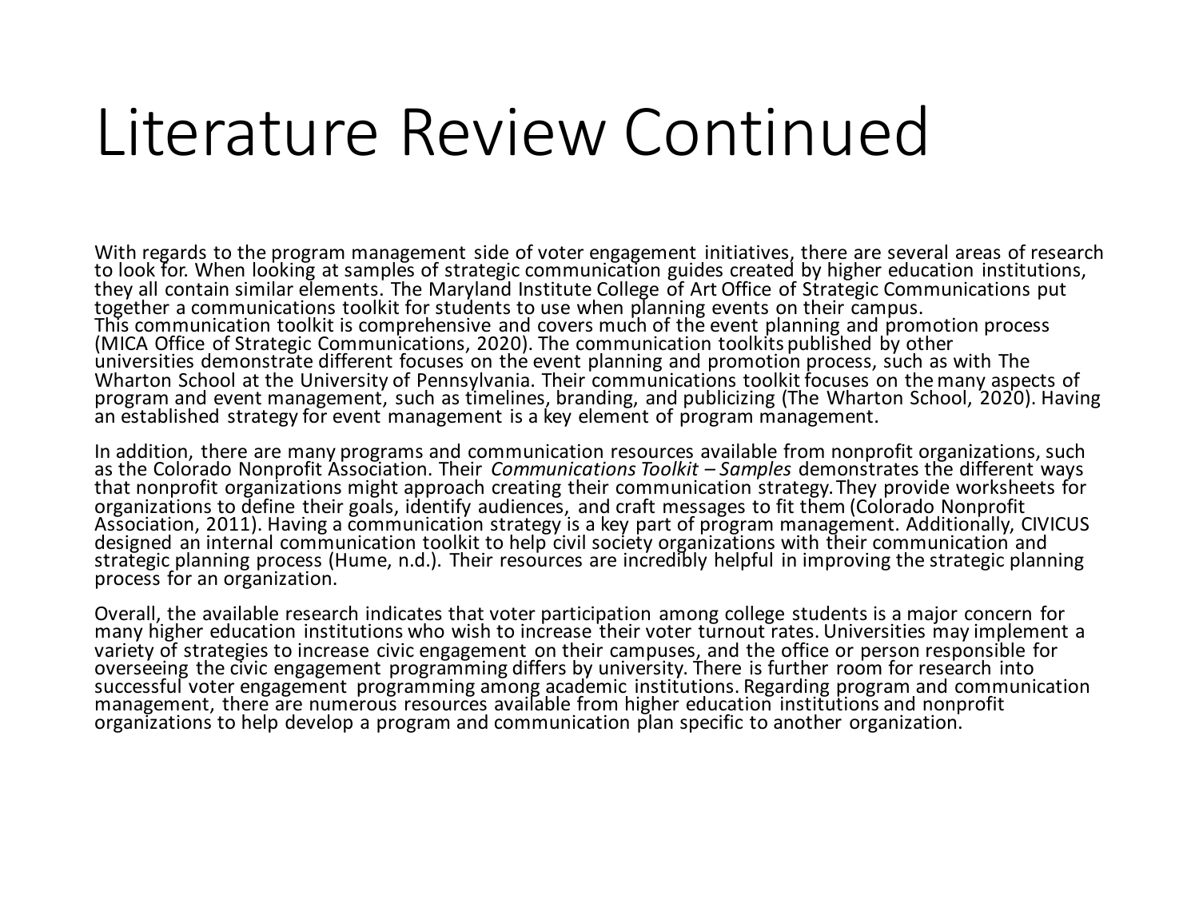# Literature Review Continued

With regards to the program management side of voter engagement initiatives, there are several areas of research to look for. When looking at samples of strategic communication guides created by higher education institutions, they all contain similar elements. The Maryland Institute College of Art Office of Strategic Communications put together a communications toolkit for students to use when planning events on their campus. This communication toolkit is comprehensive and covers much of the event planning and promotion process (MICA Office of Strategic Communications, 2020). The communication toolkits published by other universities demonstrate different focuses on the event planning and promotion process, such as with The Wharton School at the University of Pennsylvania. Their communications toolkit focuses on the many aspects of program and event management, such as timelines, branding, and publicizing (The Wharton School, 2020). Having an established strategy for event management is a key element of program management.

In addition, there are many programs and communication resources available from nonprofit organizations, such as the Colorado Nonprofit Association. Their *Communications Toolkit – Samples* demonstrates the different ways that nonprofit organizations might approach creating their communication strategy. They provide worksheets for organizations to define their goals, identify audiences, and craft messages to fit them (Colorado Nonprofit Association, 2011). Having a communication strategy is a key part of program management. Additionally, CIVICUS designed an internal communication toolkit to help civil society organizations with their communication and strategic planning process (Hume, n.d.). Their resources are incredibly helpful in improving the strategic planning process for an organization.

Overall, the available research indicates that voter participation among college students is a major concern for many higher education institutions who wish to increase their voter turnout rates. Universities may implement a variety of strategies to increase civic engagement on their campuses, and the office or person responsible for overseeing the civic engagement programming differs by university. There is further room for research into successful voter engagement programming among academic institutions. Regarding program and communication management, there are numerous resources available from higher education institutions and nonprofit organizations to help develop a program and communication plan specific to another organization.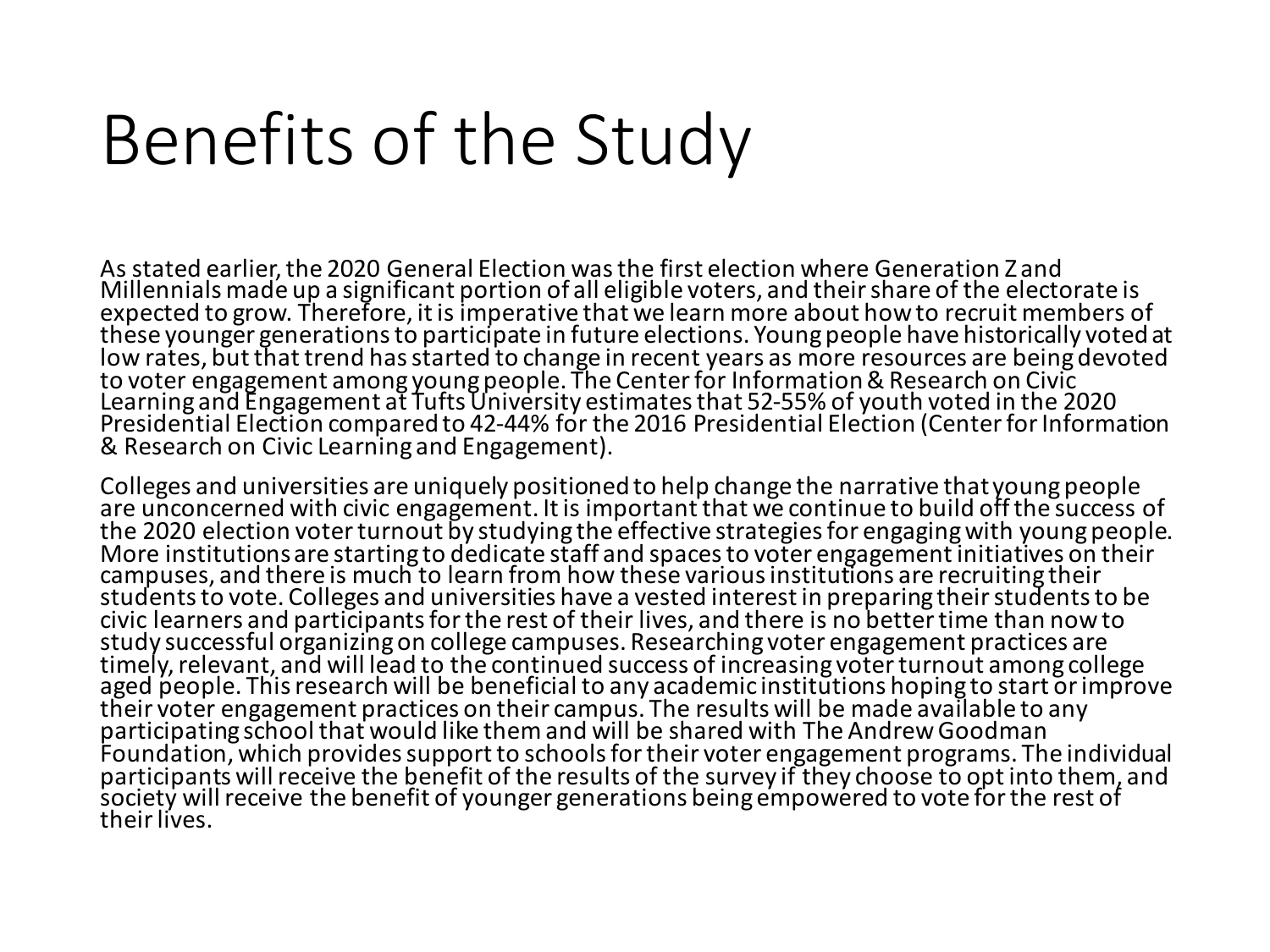# Benefits of the Study

As stated earlier, the 2020 General Election was the first election where Generation Z and Millennials made up a significant portion of all eligible voters, and their share of the electorate is expected to grow. Therefore, it is imperative that we learn more about how to recruit members of these younger generations to participate in future elections. Young people have historically voted at low rates, but that trend has started to change in recent years as more resources are being devoted to voter engagement among young people. The Center for Information & Research on Civic Learning and Engagement at Tufts University estimates that 52-55% of youth voted in the 2020 Presidential Election compared to 42-44% for the 2016 Presidential Election (Center for Information & Research on Civic Learning and Engagement).

Colleges and universities are uniquely positioned to help change the narrative that young people are unconcerned with civic engagement. It is important that we continue to build off the success of the 2020 election voter turnout by studying the effective strategies for engaging with young people. More institutions are starting to dedicate staff and spaces to voter engagement initiatives on their campuses, and there is much to learn from how these various institutions are recruiting their students to vote. Colleges and universities have a vested interest in preparing their students to be civic learners and participants for the rest of their lives, and there is no better time than now to study successful organizing on college campuses. Researching voter engagement practices are timely, relevant, and will lead to the continued success of increasing voter turnout among college aged people. This research will be beneficial to any academic institutions hoping to start or improve their voter engagement practices on their campus. The results will be made available to any participating school that would like them and will be shared with The Andrew Goodman Foundation, which provides support to schools for their voter engagement programs. The individual participants will receive the benefit of the results of the survey if they choose to opt into them, and society will receive the benefit of younger generations being empowered to vote for the rest of their lives.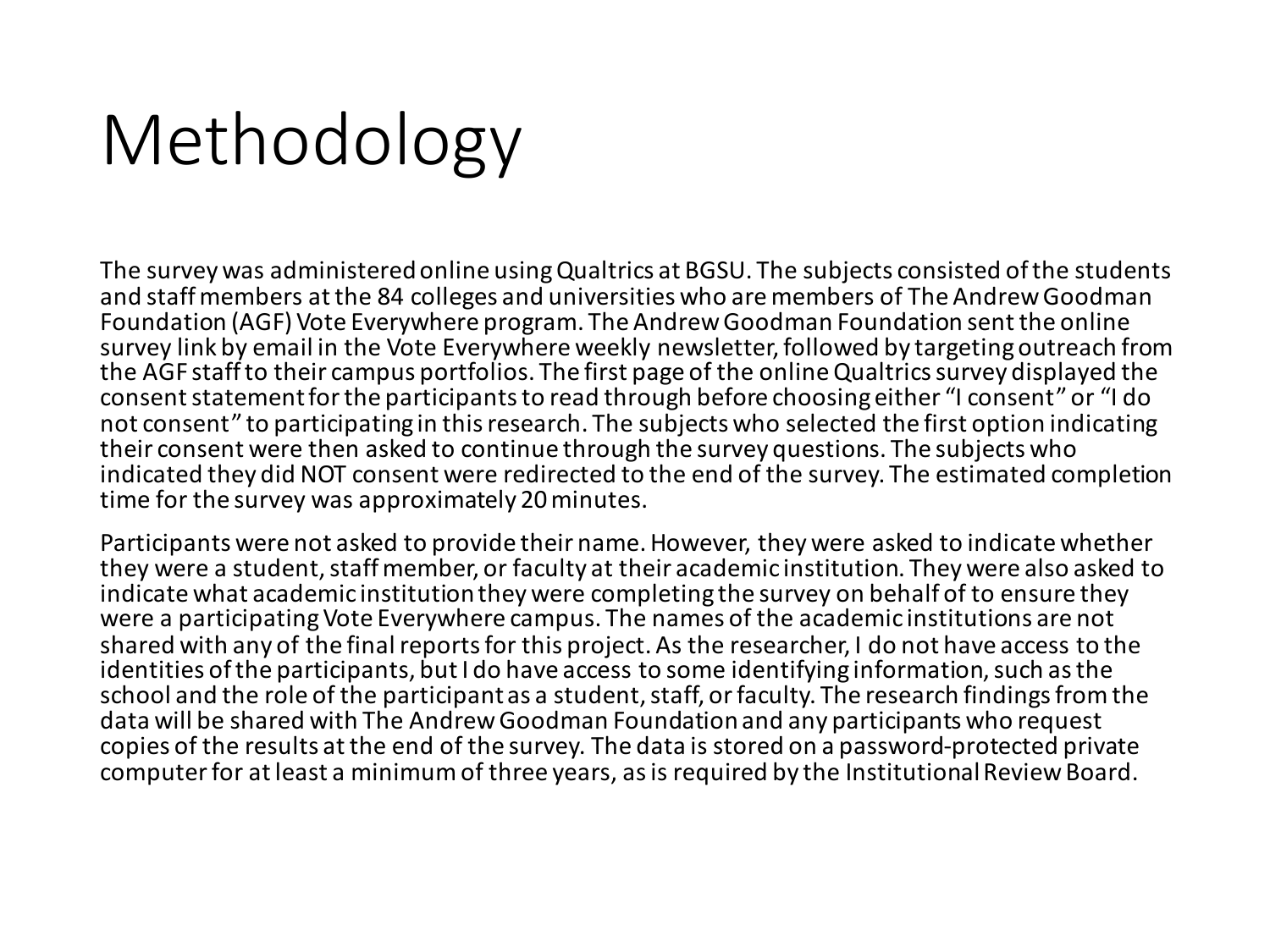# Methodology

The survey was administered online using Qualtrics at BGSU. The subjects consisted of the students and staff members at the 84 colleges and universities who are members of The Andrew Goodman Foundation (AGF) Vote Everywhere program. The Andrew Goodman Foundation sent the online survey link by email in the Vote Everywhere weekly newsletter, followed by targeting outreach from the AGF staff to their campus portfolios. The first page of the online Qualtrics survey displayed the consent statement for the participants to read through before choosing either "I consent" or "I do not consent" to participating in this research. The subjects who selected the first option indicating their consent were then asked to continue through the survey questions. The subjects who indicated they did NOT consent were redirected to the end of the survey. The estimated completion time for the survey was approximately 20 minutes.

Participants were not asked to provide their name. However, they were asked to indicate whether they were a student, staff member, or faculty at their academic institution. They were also asked to indicate what academic institution they were completing the survey on behalf of to ensure they were a participating Vote Everywhere campus. The names of the academic institutions are not shared with any of the final reports for this project. As the researcher, I do not have access to the identities of the participants, but I do have access to some identifying information, such as the school and the role of the participant as a student, staff, or faculty. The research findings from the data will be shared with The Andrew Goodman Foundation and any participants who request copies of the results at the end of the survey. The data is stored on a password-protected private computer for at least a minimum of three years, as is required by the Institutional Review Board.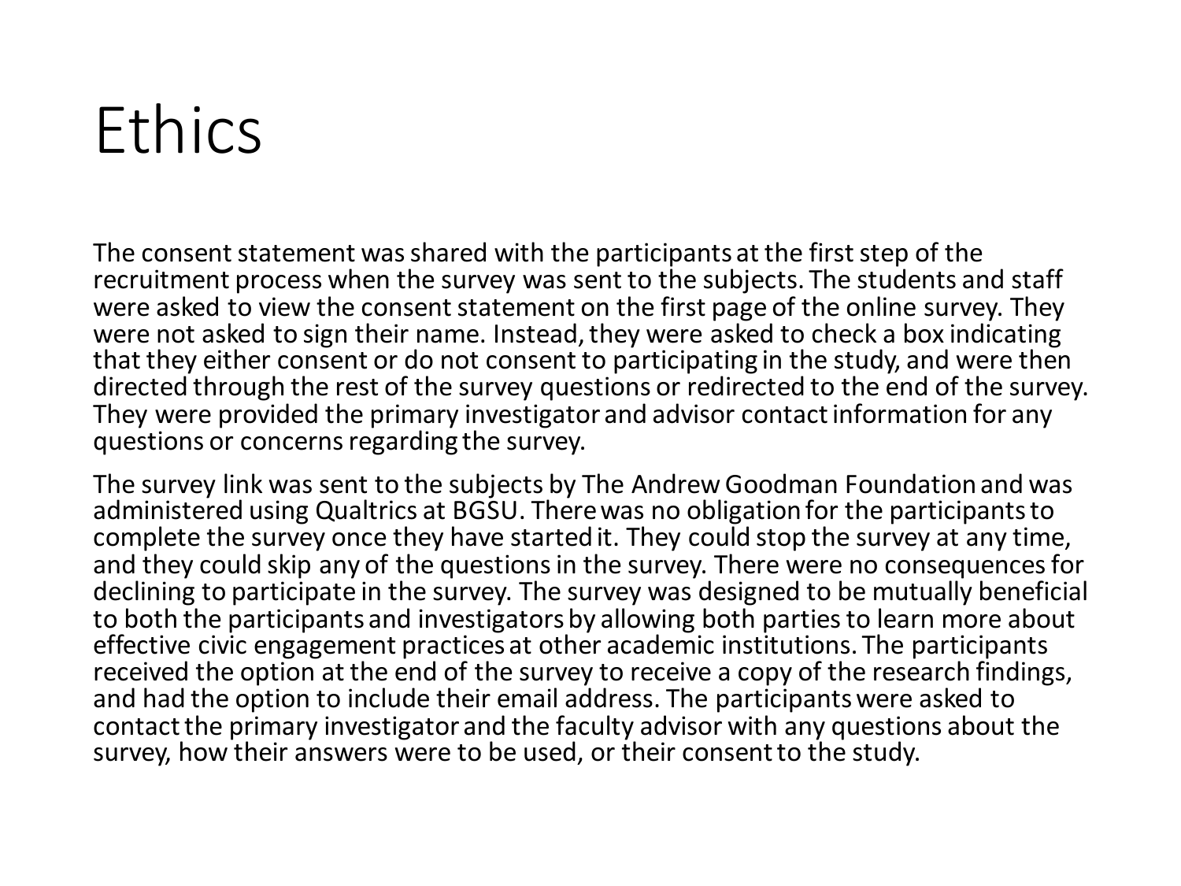# Ethics

The consent statement was shared with the participants at the first step of the recruitment process when the survey was sent to the subjects. The students and staff were asked to view the consent statement on the first page of the online survey. They were not asked to sign their name. Instead, they were asked to check a box indicating that they either consent or do not consent to participating in the study, and were then directed through the rest of the survey questions or redirected to the end of the survey. They were provided the primary investigator and advisor contact information for any questions or concerns regarding the survey.

The survey link was sent to the subjects by The Andrew Goodman Foundation and was administered using Qualtrics at BGSU. There was no obligation for the participants to complete the survey once they have started it. They could stop the survey at any time, and they could skip any of the questions in the survey. There were no consequences for declining to participate in the survey. The survey was designed to be mutually beneficial to both the participants and investigators by allowing both parties to learn more about effective civic engagement practices at other academic institutions. The participants received the option at the end of the survey to receive a copy of the research findings, and had the option to include their email address. The participants were asked to contact the primary investigator and the faculty advisor with any questions about the survey, how their answers were to be used, or their consent to the study.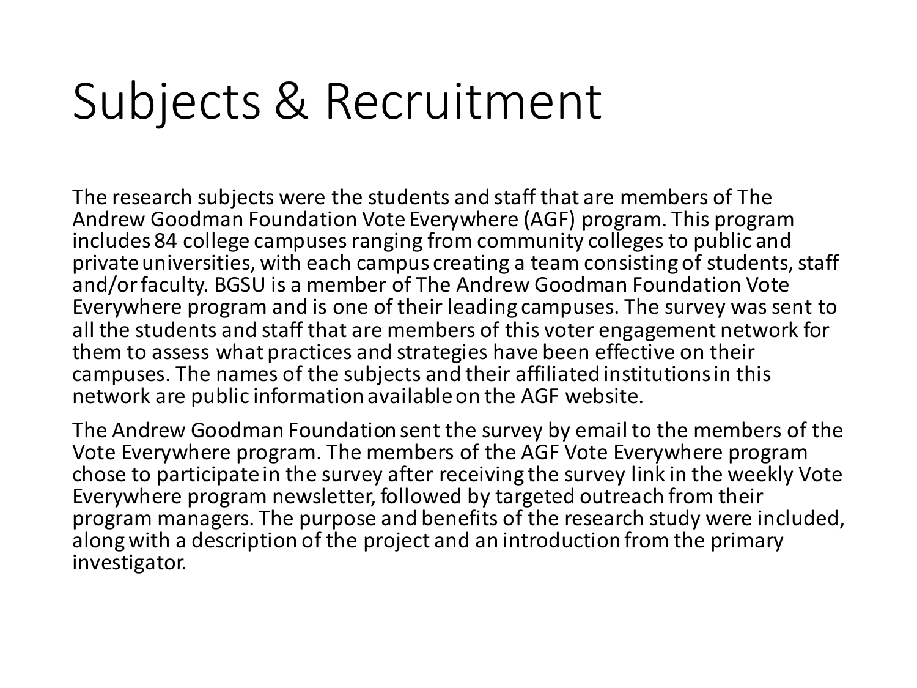# Subjects & Recruitment

The research subjects were the students and staff that are members of The Andrew Goodman Foundation Vote Everywhere (AGF) program. This program includes 84 college campuses ranging from community colleges to public and private universities, with each campus creating a team consisting of students, staff and/or faculty. BGSU is a member of The Andrew Goodman Foundation Vote Everywhere program and is one of their leading campuses. The survey was sent to all the students and staff that are members of this voter engagement network for them to assess what practices and strategies have been effective on their campuses. The names of the subjects and their affiliated institutions in this network are public information available on the AGF website.

The Andrew Goodman Foundation sent the survey by email to the members of the Vote Everywhere program. The members of the AGF Vote Everywhere program chose to participate in the survey after receiving the survey link in the weekly Vote Everywhere program newsletter, followed by targeted outreach from their program managers. The purpose and benefits of the research study were included, along with a description of the project and an introduction from the primary investigator.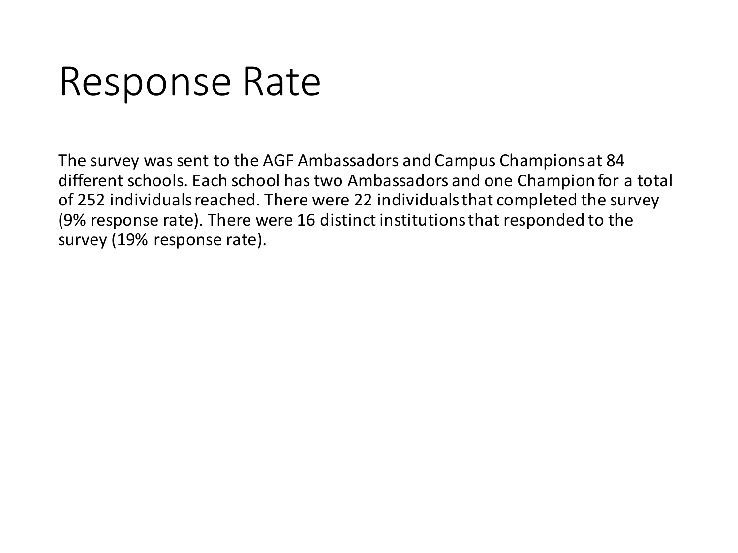# Response Rate

The survey was sent to the AGF Ambassadors and Campus Champions at 84 different schools. Each school has two Ambassadors and one Champion for a total of 252 individuals reached. There were 22 individuals that completed the survey (9% response rate). There were 16 distinct institutions that responded to the survey (19% response rate).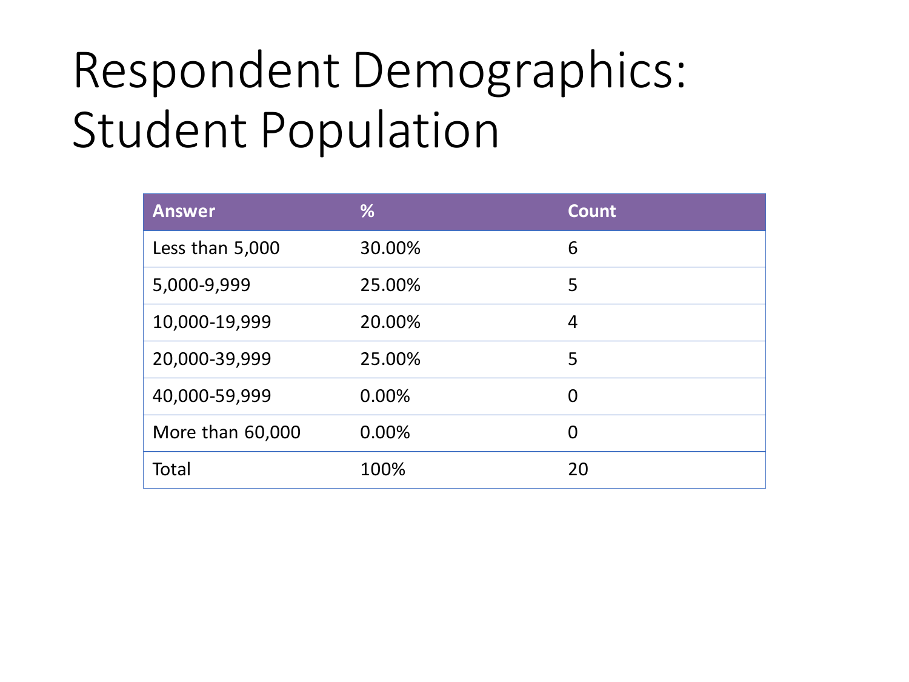# Respondent Demographics: Student Population

| Answer | % | Count |
| --- | --- | --- |
| Less than 5,000 | 30.00% | 6 |
| 5,000-9,999 | 25.00% | 5 |
| 10,000-19,999 | 20.00% | 4 |
| 20,000-39,999 | 25.00% | 5 |
| 40,000-59,999 | 0.00% | 0 |
| More than 60,000 | 0.00% | 0 |
| Total | 100% | 20 |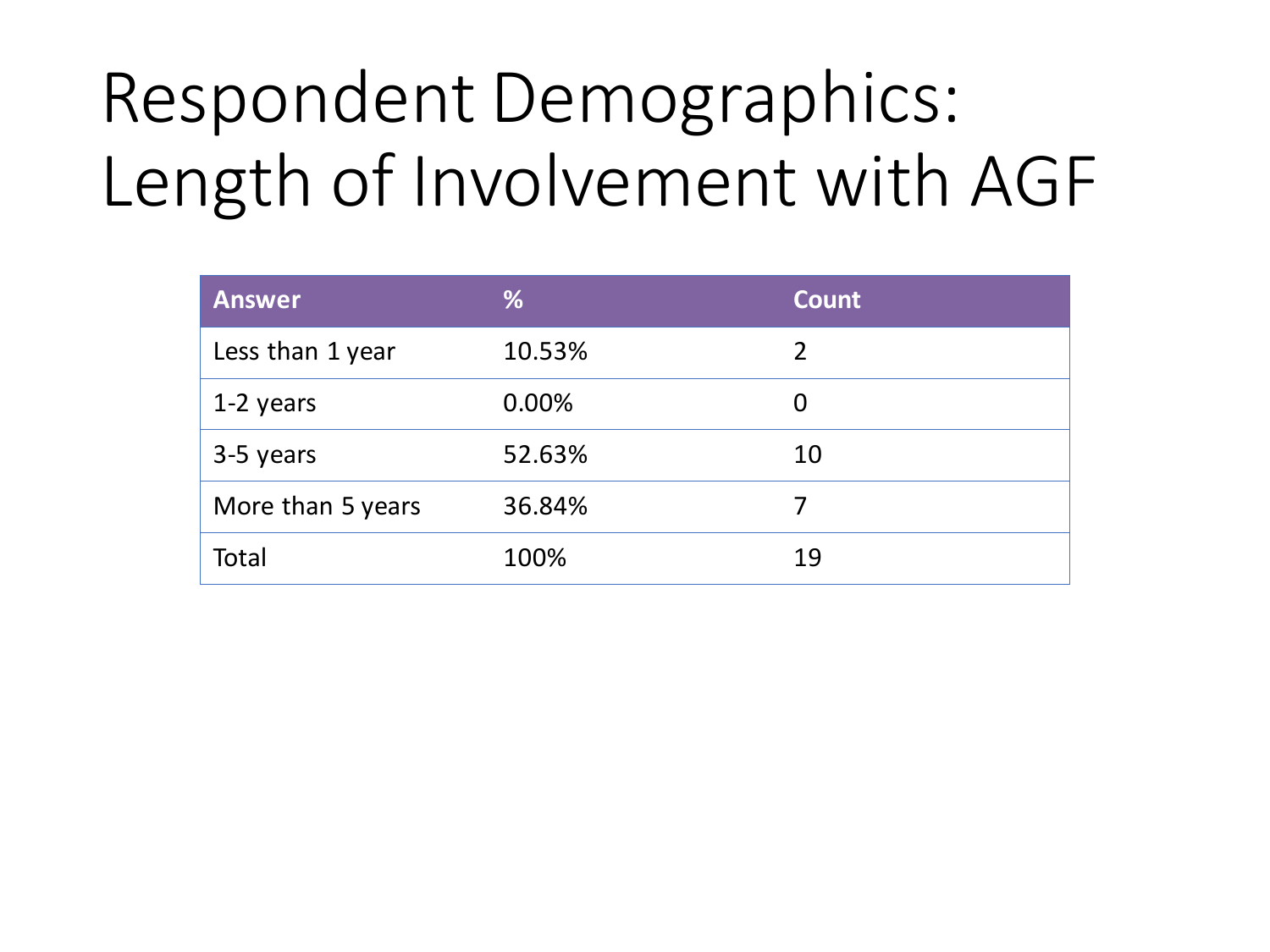# Respondent Demographics: Length of Involvement with AGF

| Answer | % | Count |
| --- | --- | --- |
| Less than 1 year | 10.53% | 2 |
| 1-2 years | 0.00% | 0 |
| 3-5 years | 52.63% | 10 |
| More than 5 years | 36.84% | 7 |
| Total | 100% | 19 |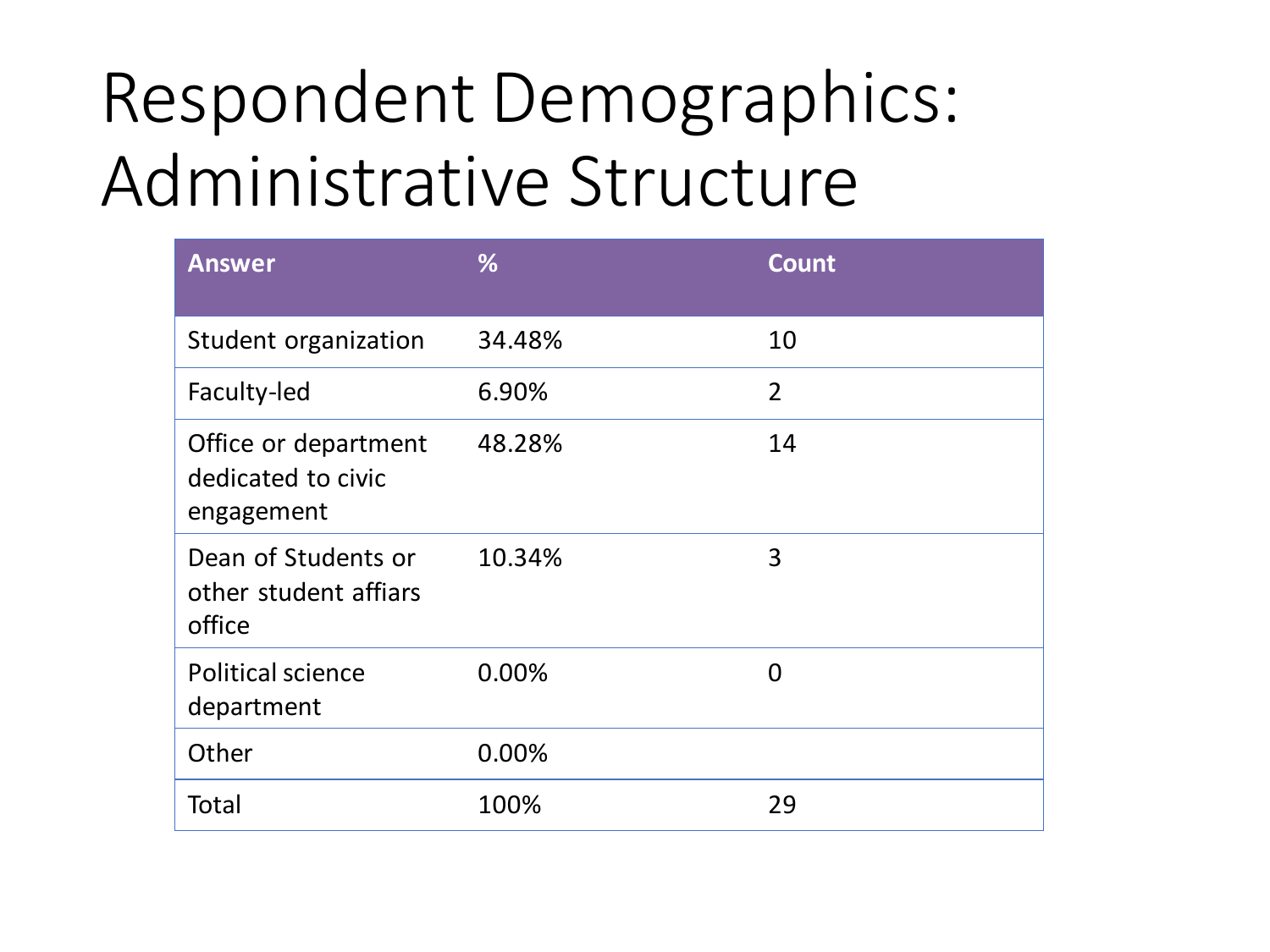# Respondent Demographics: Administrative Structure

| Answer | % | Count |
|---|---|---|
| Student organization | 34.48% | 10 |
| Faculty-led | 6.90% | 2 |
| Office or department dedicated to civic engagement | 48.28% | 14 |
| Dean of Students or other student affiars office | 10.34% | 3 |
| Political science department | 0.00% | 0 |
| Other | 0.00% | |
| Total | 100% | 29 |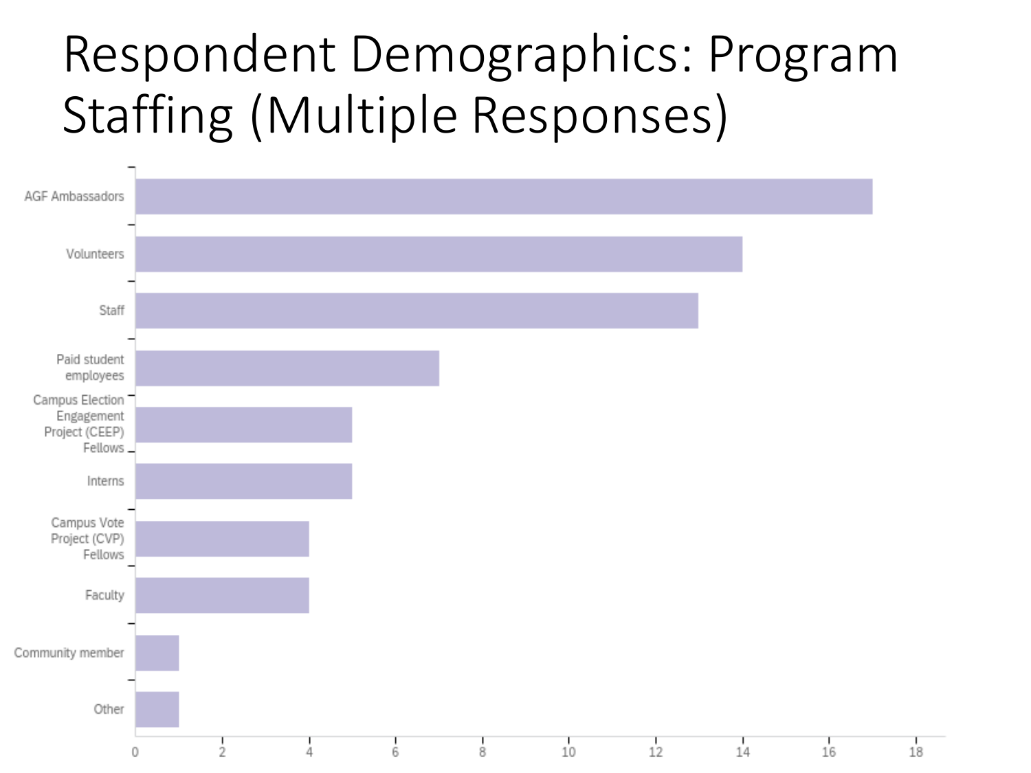# Respondent Demographics: Program Staffing (Multiple Responses)

| Staffing Type | Count |
| --- | --- |
| AGF Ambassadors | 17 |
| Volunteers | 14 |
| Staff | 13 |
| Paid student employees | 7 |
| Campus Election Engagement Project (CEEP) Fellows | 5 |
| Interns | 5 |
| Campus Vote Project (CVP) Fellows | 4 |
| Faculty | 4 |
| Community member | 1 |
| Other | 1 |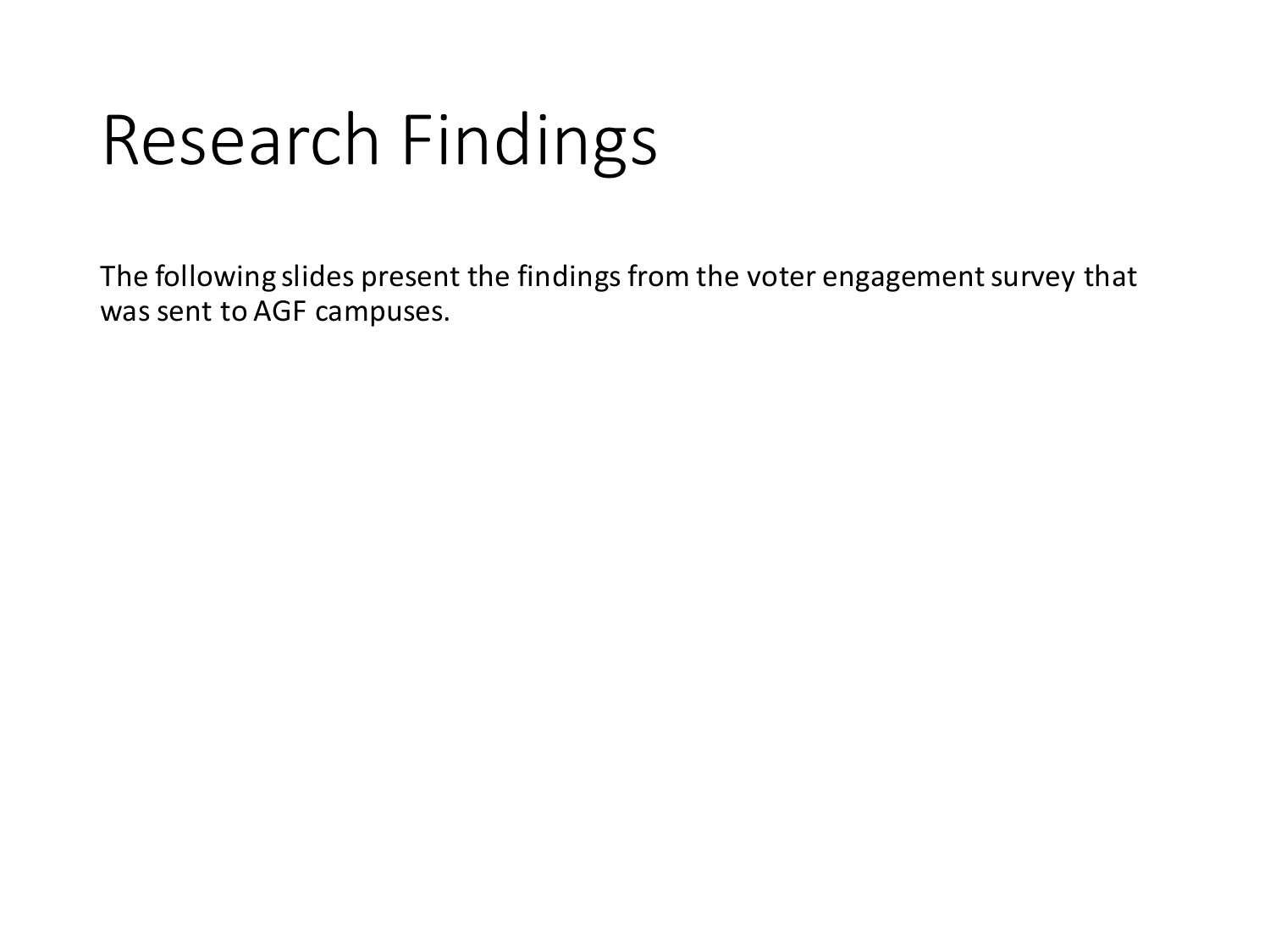# Research Findings

The following slides present the findings from the voter engagement survey that was sent to AGF campuses.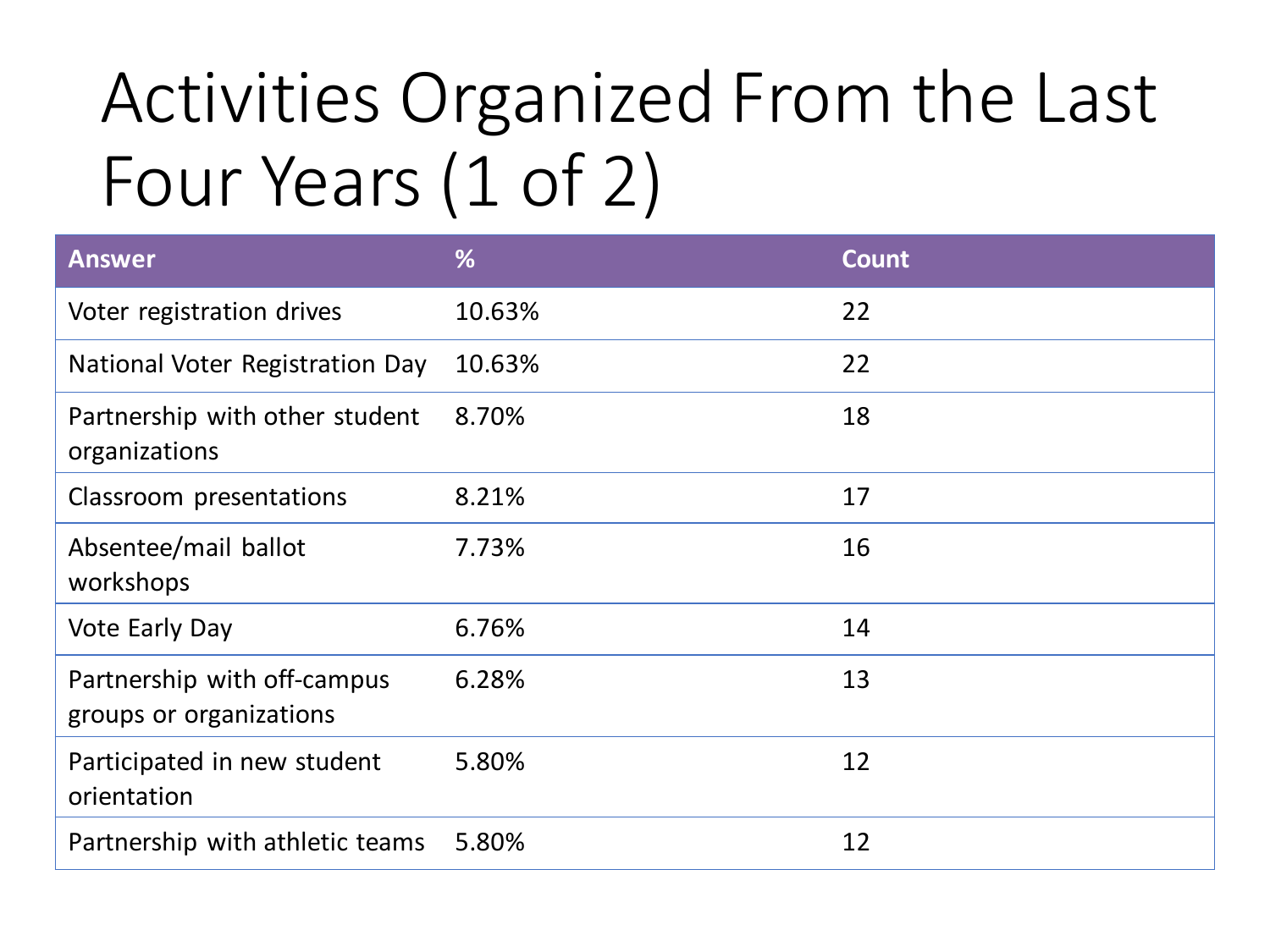# Activities Organized From the Last Four Years (1 of 2)

| Answer | % | Count |
|---|---|---|
| Voter registration drives | 10.63% | 22 |
| National Voter Registration Day | 10.63% | 22 |
| Partnership with other student organizations | 8.70% | 18 |
| Classroom presentations | 8.21% | 17 |
| Absentee/mail ballot workshops | 7.73% | 16 |
| Vote Early Day | 6.76% | 14 |
| Partnership with off-campus groups or organizations | 6.28% | 13 |
| Participated in new student orientation | 5.80% | 12 |
| Partnership with athletic teams | 5.80% | 12 |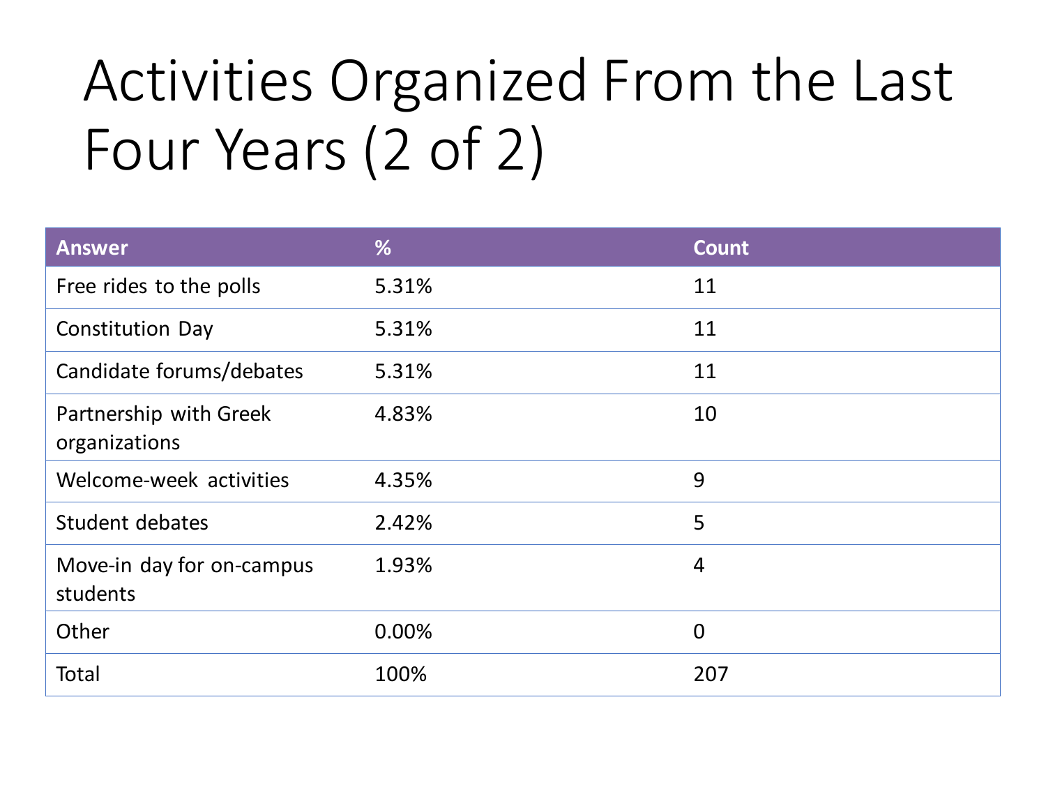# Activities Organized From the Last Four Years (2 of 2)

| Answer | % | Count |
| --- | --- | --- |
| Free rides to the polls | 5.31% | 11 |
| Constitution Day | 5.31% | 11 |
| Candidate forums/debates | 5.31% | 11 |
| Partnership with Greek organizations | 4.83% | 10 |
| Welcome-week activities | 4.35% | 9 |
| Student debates | 2.42% | 5 |
| Move-in day for on-campus students | 1.93% | 4 |
| Other | 0.00% | 0 |
| Total | 100% | 207 |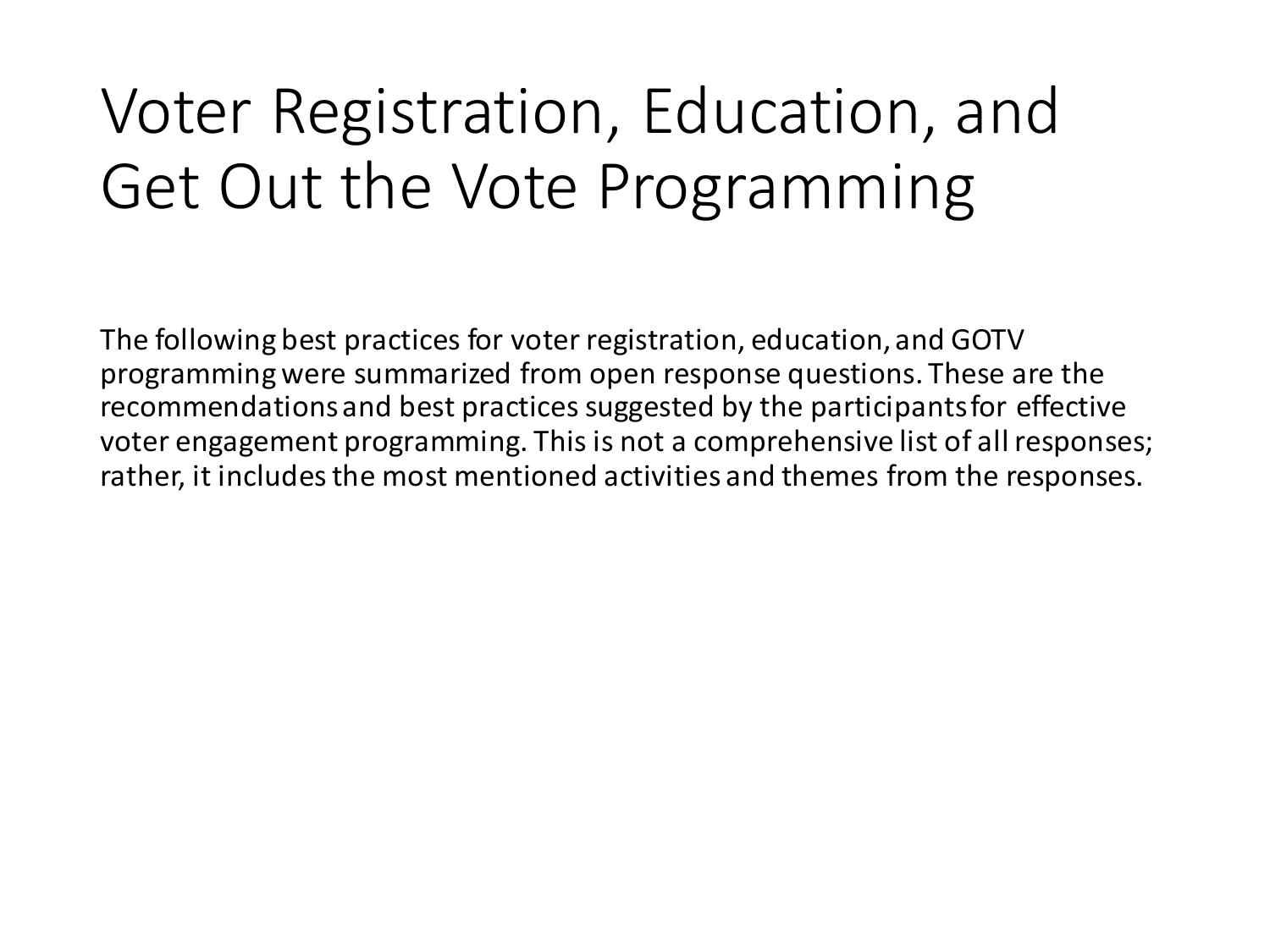# Voter Registration, Education, and Get Out the Vote Programming

The following best practices for voter registration, education, and GOTV programming were summarized from open response questions. These are the recommendations and best practices suggested by the participants for effective voter engagement programming. This is not a comprehensive list of all responses; rather, it includes the most mentioned activities and themes from the responses.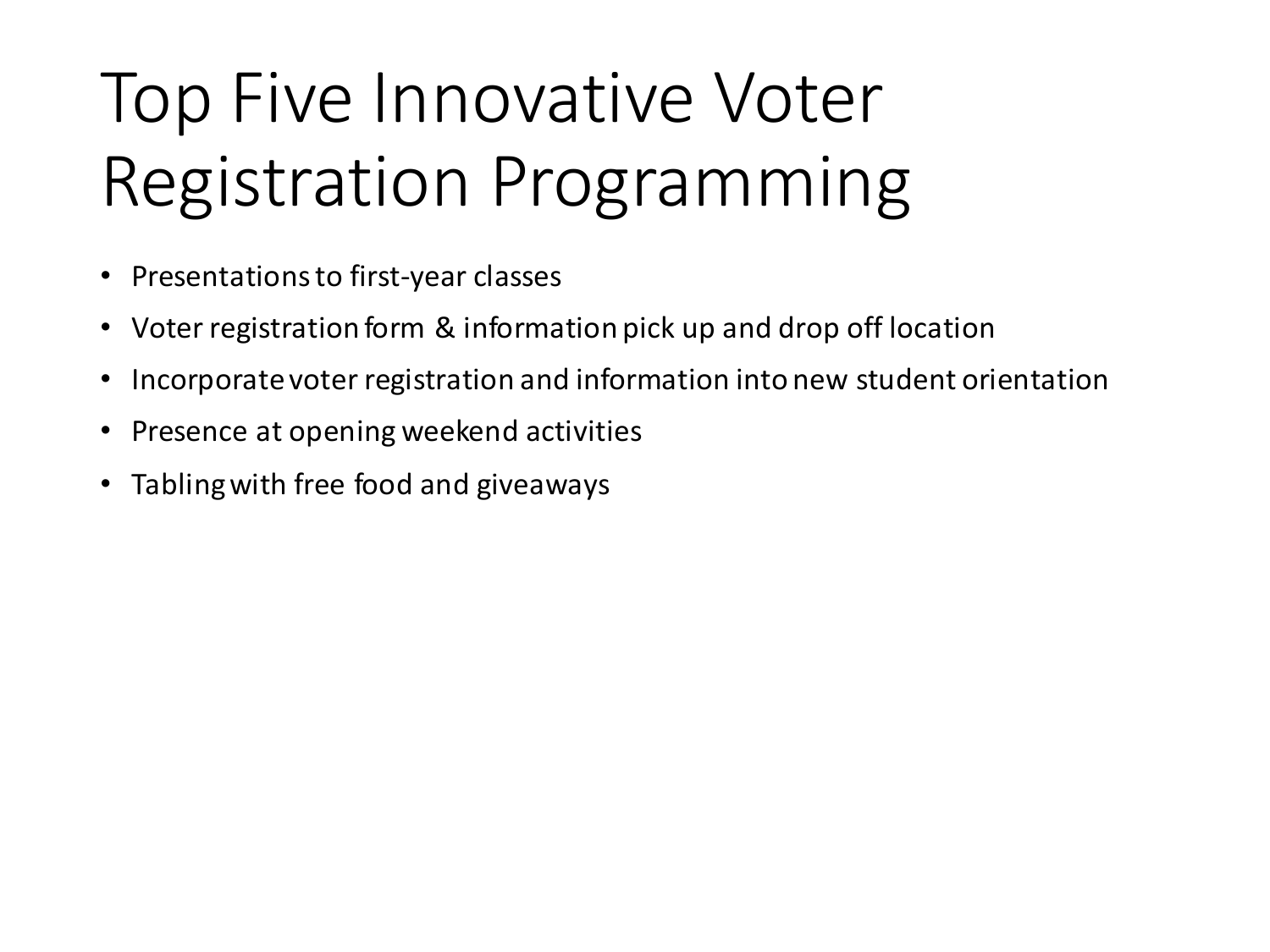# Top Five Innovative Voter Registration Programming

- Presentations to first-year classes
- Voter registration form & information pick up and drop off location
- Incorporate voter registration and information into new student orientation
- Presence at opening weekend activities
- Tabling with free food and giveaways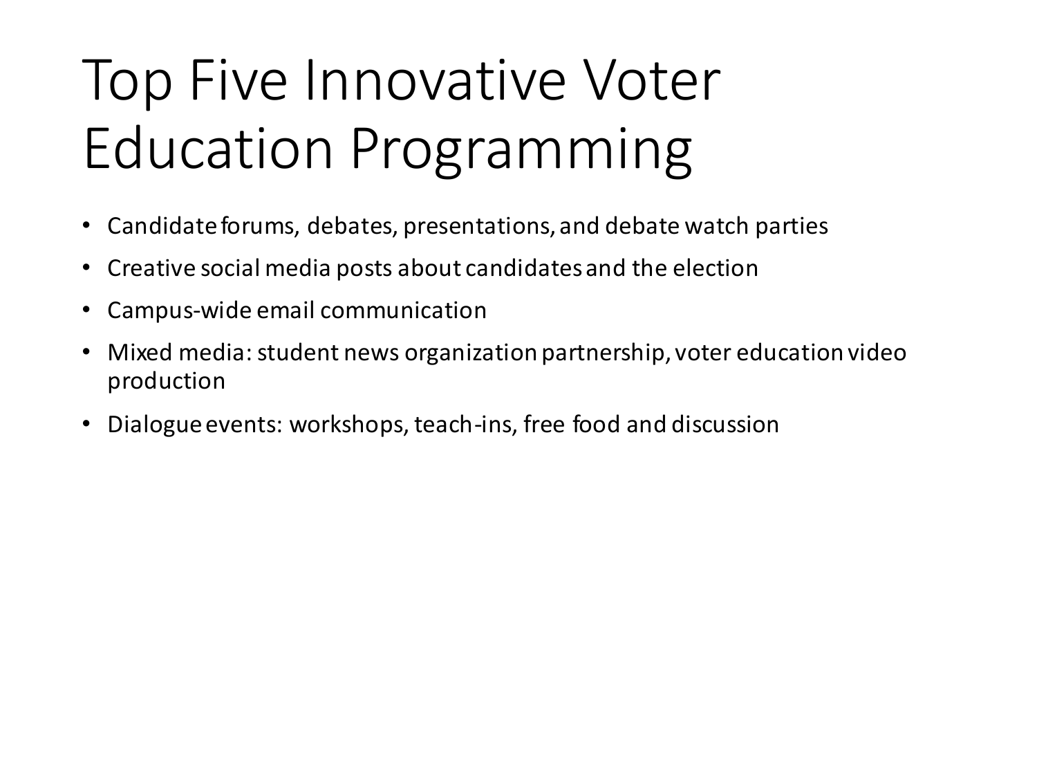# Top Five Innovative Voter Education Programming

- Candidate forums, debates, presentations, and debate watch parties
- Creative social media posts about candidates and the election
- Campus-wide email communication
- Mixed media: student news organization partnership, voter education video production
- Dialogue events: workshops, teach-ins, free food and discussion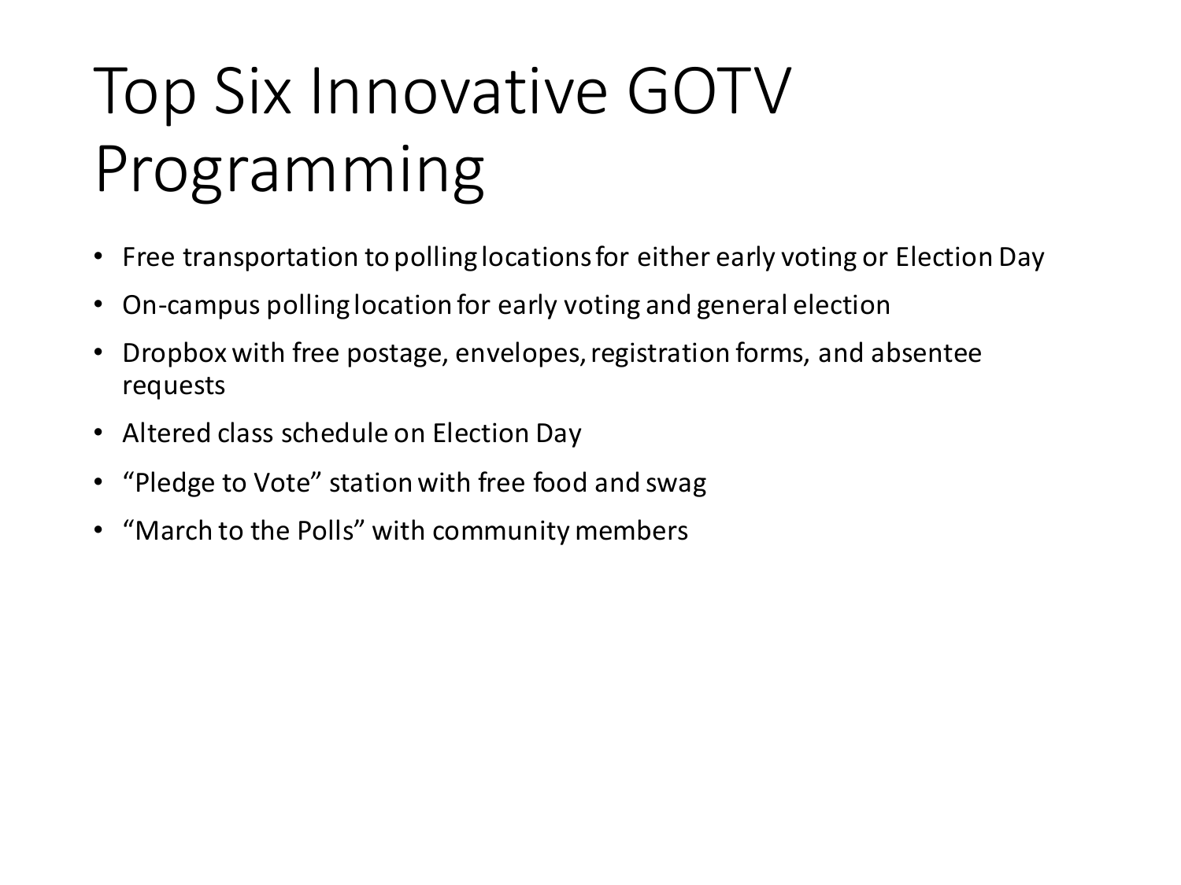# Top Six Innovative GOTV Programming

- Free transportation to polling locations for either early voting or Election Day
- On-campus polling location for early voting and general election
- Dropbox with free postage, envelopes, registration forms, and absentee requests
- Altered class schedule on Election Day
- “Pledge to Vote” station with free food and swag
- “March to the Polls” with community members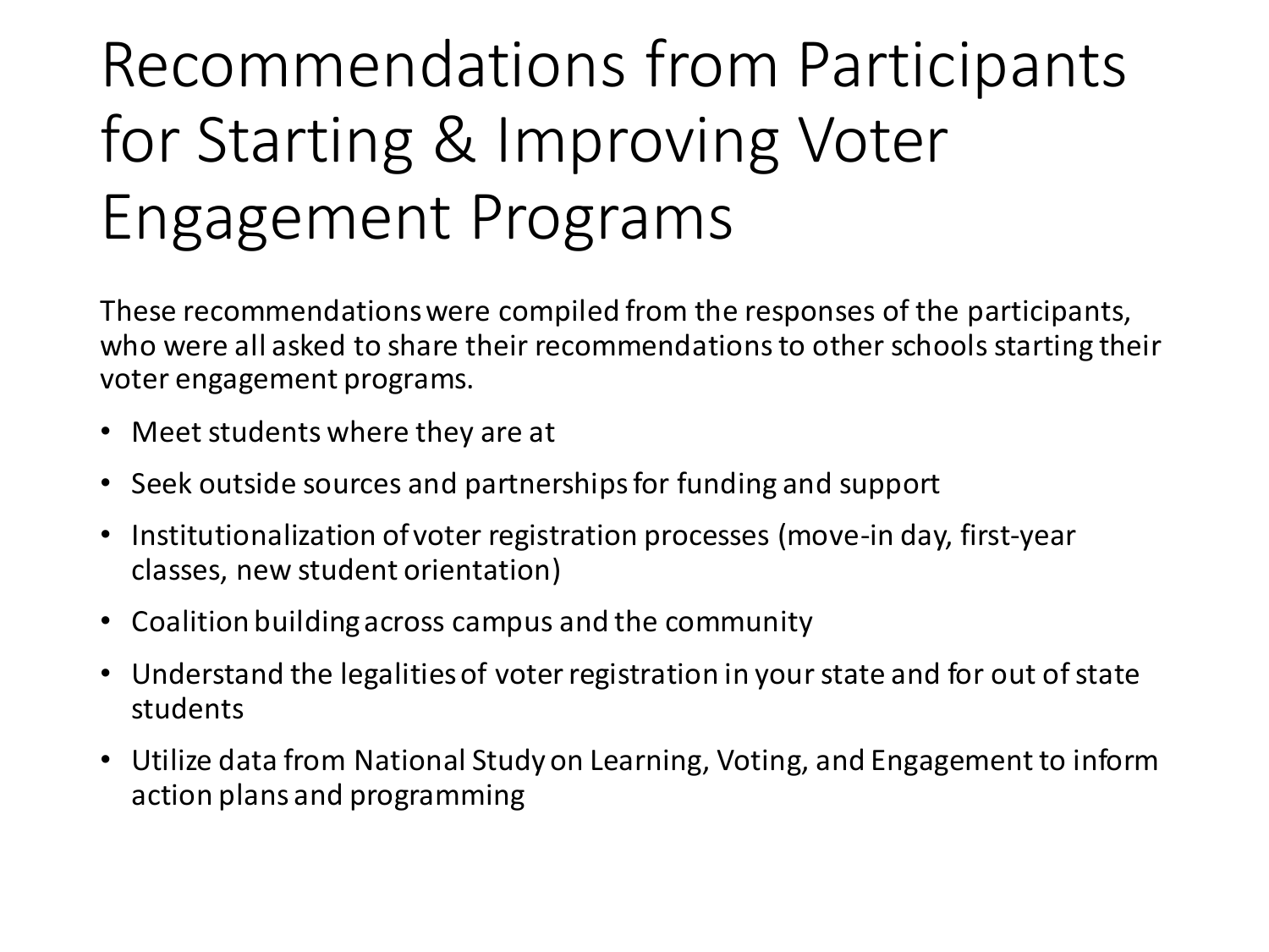# Recommendations from Participants for Starting & Improving Voter Engagement Programs

These recommendations were compiled from the responses of the participants, who were all asked to share their recommendations to other schools starting their voter engagement programs.

- Meet students where they are at
- Seek outside sources and partnerships for funding and support
- Institutionalization of voter registration processes (move-in day, first-year classes, new student orientation)
- Coalition building across campus and the community
- Understand the legalities of voter registration in your state and for out of state students
- Utilize data from National Study on Learning, Voting, and Engagement to inform action plans and programming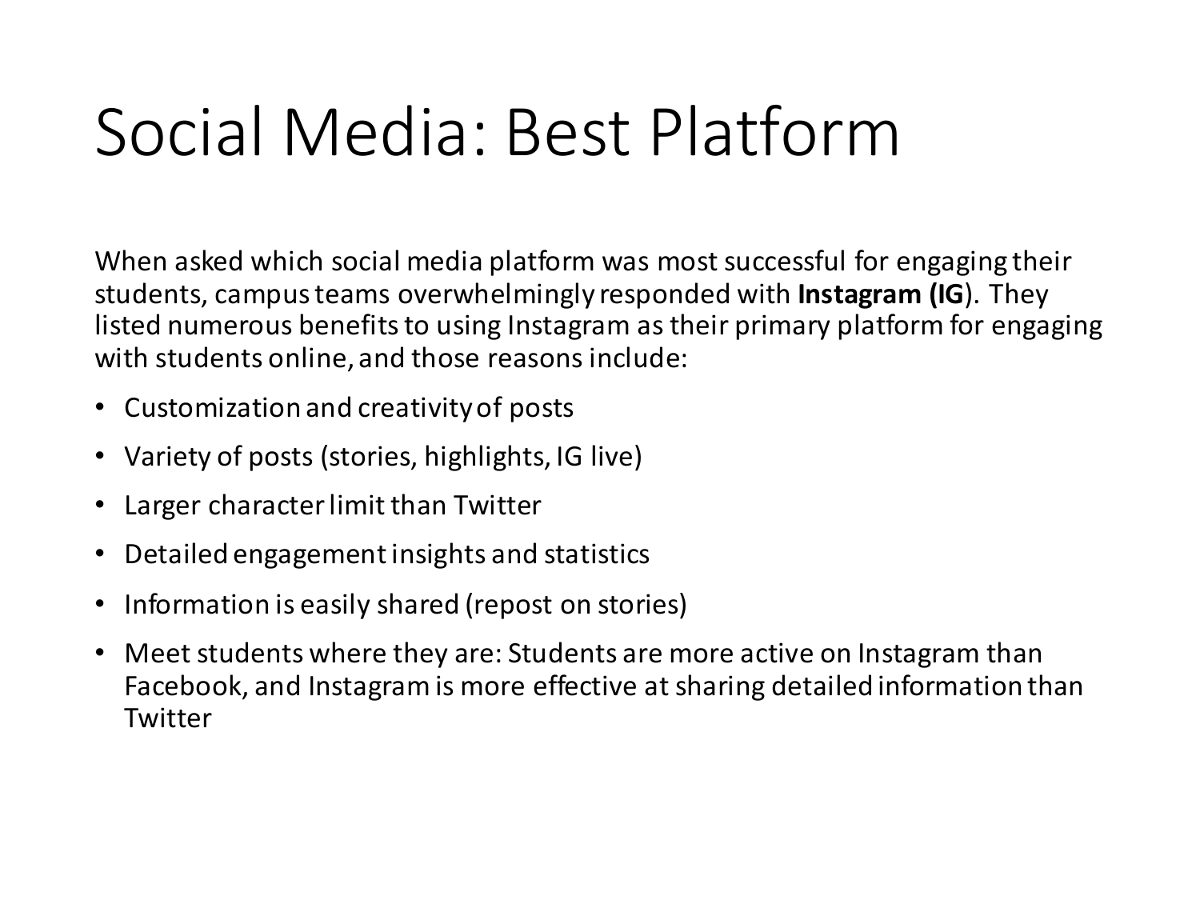# Social Media: Best Platform

When asked which social media platform was most successful for engaging their students, campus teams overwhelmingly responded with **Instagram (IG**). They listed numerous benefits to using Instagram as their primary platform for engaging with students online, and those reasons include:

- Customization and creativity of posts
- Variety of posts (stories, highlights, IG live)
- Larger character limit than Twitter
- Detailed engagement insights and statistics
- Information is easily shared (repost on stories)
- Meet students where they are: Students are more active on Instagram than Facebook, and Instagram is more effective at sharing detailed information than Twitter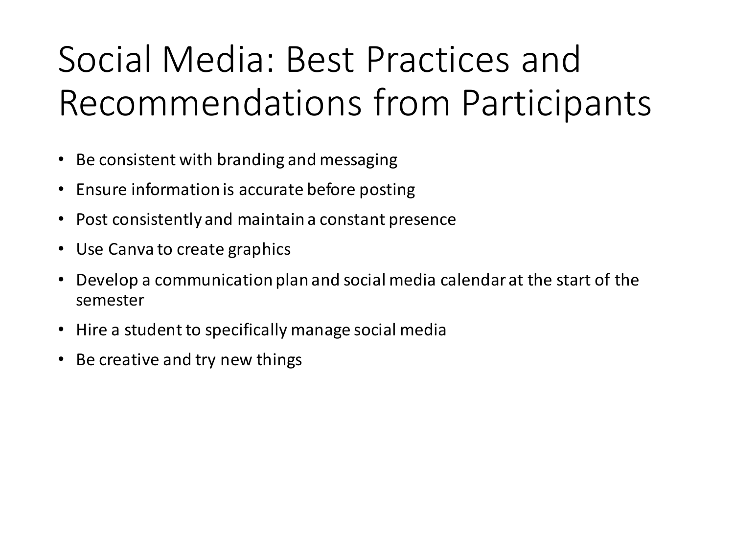# Social Media: Best Practices and Recommendations from Participants

- Be consistent with branding and messaging
- Ensure information is accurate before posting
- Post consistently and maintain a constant presence
- Use Canva to create graphics
- Develop a communication plan and social media calendar at the start of the semester
- Hire a student to specifically manage social media
- Be creative and try new things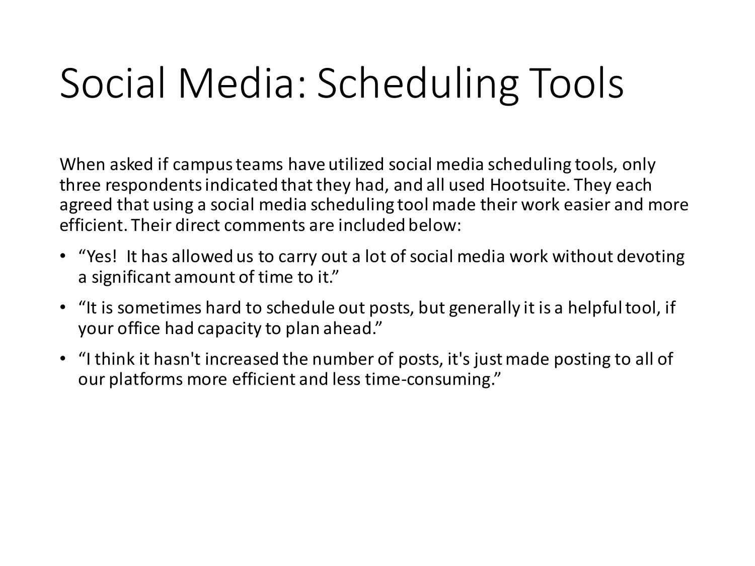# Social Media: Scheduling Tools

When asked if campus teams have utilized social media scheduling tools, only three respondents indicated that they had, and all used Hootsuite. They each agreed that using a social media scheduling tool made their work easier and more efficient. Their direct comments are included below:

- "Yes!  It has allowed us to carry out a lot of social media work without devoting a significant amount of time to it."
- "It is sometimes hard to schedule out posts, but generally it is a helpful tool, if your office had capacity to plan ahead."
- "I think it hasn't increased the number of posts, it's just made posting to all of our platforms more efficient and less time-consuming."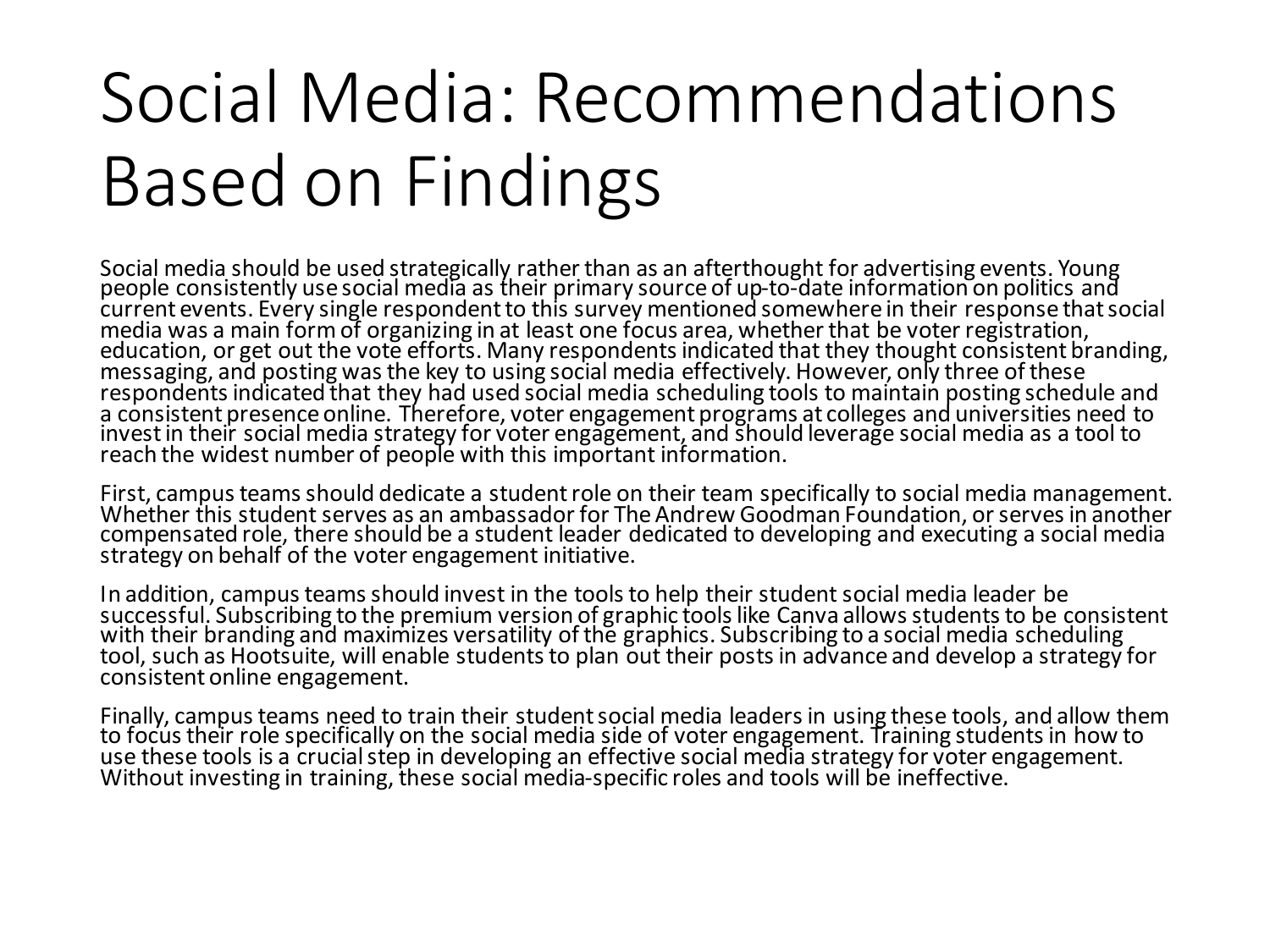# Social Media: Recommendations Based on Findings

Social media should be used strategically rather than as an afterthought for advertising events. Young people consistently use social media as their primary source of up-to-date information on politics and current events. Every single respondent to this survey mentioned somewhere in their response that social media was a main form of organizing in at least one focus area, whether that be voter registration, education, or get out the vote efforts. Many respondents indicated that they thought consistent branding, messaging, and posting was the key to using social media effectively. However, only three of these respondents indicated that they had used social media scheduling tools to maintain posting schedule and a consistent presence online. Therefore, voter engagement programs at colleges and universities need to invest in their social media strategy for voter engagement, and should leverage social media as a tool to reach the widest number of people with this important information.

First, campus teams should dedicate a student role on their team specifically to social media management. Whether this student serves as an ambassador for The Andrew Goodman Foundation, or serves in another compensated role, there should be a student leader dedicated to developing and executing a social media strategy on behalf of the voter engagement initiative.

In addition, campus teams should invest in the tools to help their student social media leader be successful. Subscribing to the premium version of graphic tools like Canva allows students to be consistent with their branding and maximizes versatility of the graphics. Subscribing to a social media scheduling tool, such as Hootsuite, will enable students to plan out their posts in advance and develop a strategy for consistent online engagement.

Finally, campus teams need to train their student social media leaders in using these tools, and allow them to focus their role specifically on the social media side of voter engagement. Training students in how to use these tools is a crucial step in developing an effective social media strategy for voter engagement. Without investing in training, these social media-specific roles and tools will be ineffective.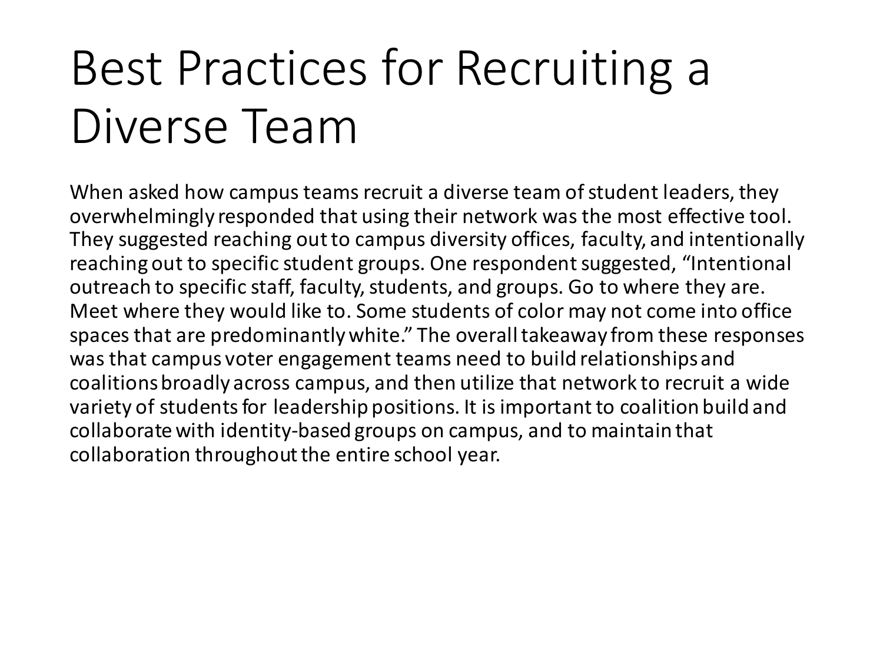# Best Practices for Recruiting a Diverse Team

When asked how campus teams recruit a diverse team of student leaders, they overwhelmingly responded that using their network was the most effective tool. They suggested reaching out to campus diversity offices, faculty, and intentionally reaching out to specific student groups. One respondent suggested, "Intentional outreach to specific staff, faculty, students, and groups. Go to where they are. Meet where they would like to. Some students of color may not come into office spaces that are predominantly white." The overall takeaway from these responses was that campus voter engagement teams need to build relationships and coalitions broadly across campus, and then utilize that network to recruit a wide variety of students for leadership positions. It is important to coalition build and collaborate with identity-based groups on campus, and to maintain that collaboration throughout the entire school year.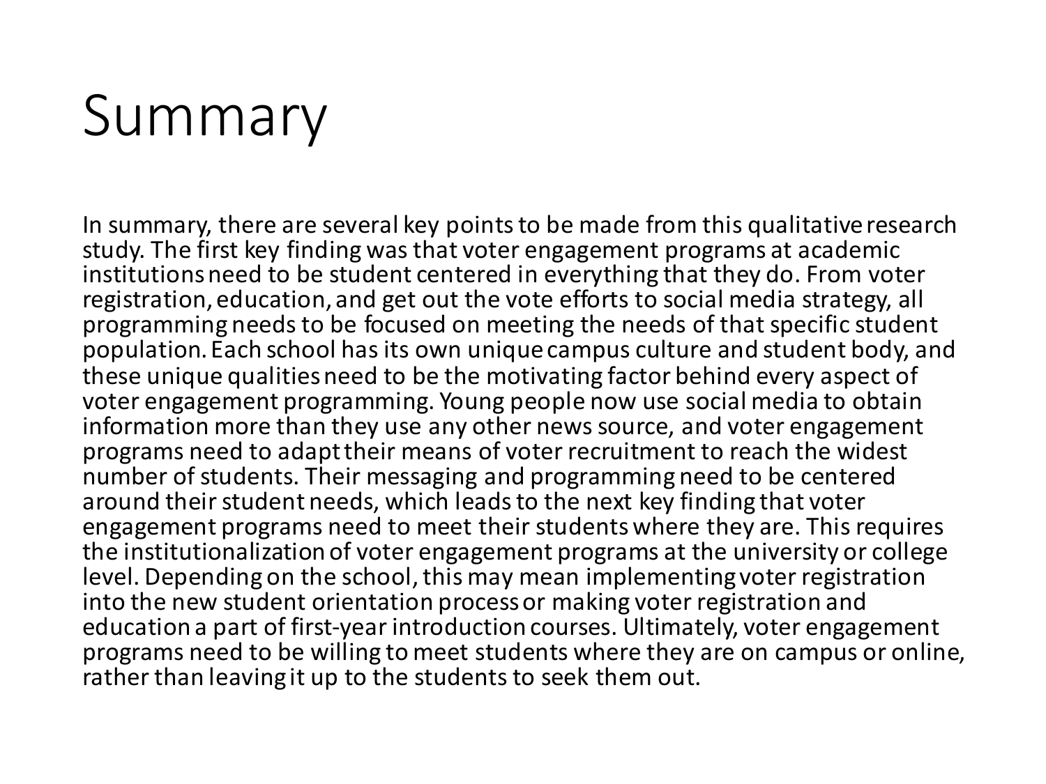# Summary

In summary, there are several key points to be made from this qualitative research study. The first key finding was that voter engagement programs at academic institutions need to be student centered in everything that they do. From voter registration, education, and get out the vote efforts to social media strategy, all programming needs to be focused on meeting the needs of that specific student population. Each school has its own unique campus culture and student body, and these unique qualities need to be the motivating factor behind every aspect of voter engagement programming. Young people now use social media to obtain information more than they use any other news source, and voter engagement programs need to adapt their means of voter recruitment to reach the widest number of students. Their messaging and programming need to be centered around their student needs, which leads to the next key finding that voter engagement programs need to meet their students where they are. This requires the institutionalization of voter engagement programs at the university or college level. Depending on the school, this may mean implementing voter registration into the new student orientation process or making voter registration and education a part of first-year introduction courses. Ultimately, voter engagement programs need to be willing to meet students where they are on campus or online, rather than leaving it up to the students to seek them out.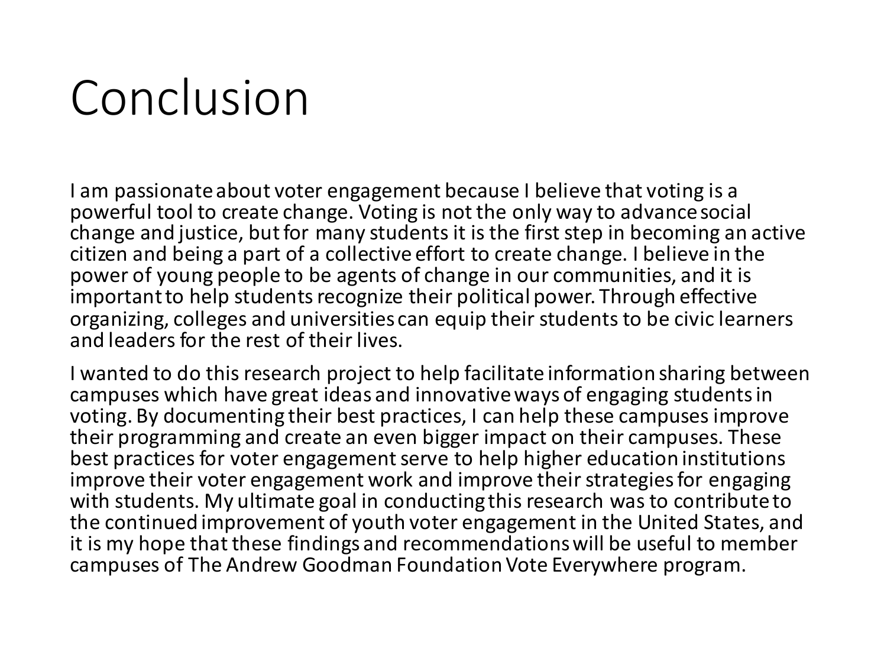# Conclusion

I am passionate about voter engagement because I believe that voting is a powerful tool to create change. Voting is not the only way to advance social change and justice, but for many students it is the first step in becoming an active citizen and being a part of a collective effort to create change. I believe in the power of young people to be agents of change in our communities, and it is important to help students recognize their political power. Through effective organizing, colleges and universities can equip their students to be civic learners and leaders for the rest of their lives.

I wanted to do this research project to help facilitate information sharing between campuses which have great ideas and innovative ways of engaging students in voting. By documenting their best practices, I can help these campuses improve their programming and create an even bigger impact on their campuses. These best practices for voter engagement serve to help higher education institutions improve their voter engagement work and improve their strategies for engaging with students. My ultimate goal in conducting this research was to contribute to the continued improvement of youth voter engagement in the United States, and it is my hope that these findings and recommendations will be useful to member campuses of The Andrew Goodman Foundation Vote Everywhere program.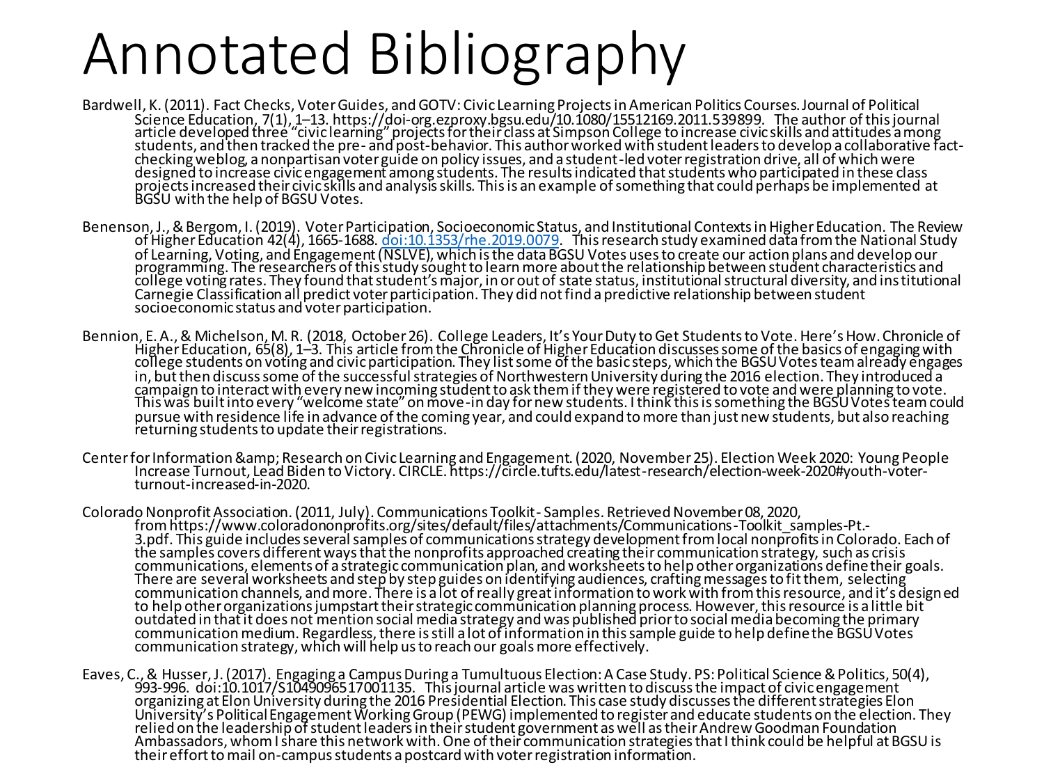# Annotated Bibliography

Bardwell, K. (2011). Fact Checks, Voter Guides, and GOTV: Civic Learning Projects in American Politics Courses. Journal of Political Science Education, 7(1), 1–13. https://doi-org.ezproxy.bgsu.edu/10.1080/15512169.2011.539899. The author of this journal article developed three "civic learning" projects for their class at Simpson College to increase civic skills and attitudes among students, and then tracked the pre- and post-behavior. This author worked with student leaders to develop a collaborative fact-checking weblog, a nonpartisan voter guide on policy issues, and a student-led voter registration drive, all of which were designed to increase civic engagement among students. The results indicated that students who participated in these class projects increased their civic skills and analysis skills. This is an example of something that could perhaps be implemented at BGSU with the help of BGSU Votes.

Benenson, J., & Bergom, I. (2019). Voter Participation, Socioeconomic Status, and Institutional Contexts in Higher Education. The Review of Higher Education 42(4), 1665-1688. doi:10.1353/rhe.2019.0079. This research study examined data from the National Study of Learning, Voting, and Engagement (NSLVE), which is the data BGSU Votes uses to create our action plans and develop our programming. The researchers of this study sought to learn more about the relationship between student characteristics and college voting rates. They found that student's major, in or out of state status, institutional structural diversity, and institutional Carnegie Classification all predict voter participation. They did not find a predictive relationship between student socioeconomic status and voter participation.

Bennion, E. A., & Michelson, M. R. (2018, October 26). College Leaders, It's Your Duty to Get Students to Vote. Here's How. Chronicle of Higher Education, 65(8), 1–3. This article from the Chronicle of Higher Education discusses some of the basics of engaging with college students on voting and civic participation. They list some of the basic steps, which the BGSU Votes team already engages in, but then discuss some of the successful strategies of Northwestern University during the 2016 election. They introduced a campaign to interact with every new incoming student to ask them if they were registered to vote and were planning to vote. This was built into every "welcome state" on move-in day for new students. I think this is something the BGSU Votes team could pursue with residence life in advance of the coming year, and could expand to more than just new students, but also reaching returning students to update their registrations.

Center for Information &amp; Research on Civic Learning and Engagement. (2020, November 25). Election Week 2020: Young People Increase Turnout, Lead Biden to Victory. CIRCLE. https://circle.tufts.edu/latest-research/election-week-2020#youth-voter-turnout-increased-in-2020.

Colorado Nonprofit Association. (2011, July). Communications Toolkit- Samples. Retrieved November 08, 2020, from https://www.coloradononprofits.org/sites/default/files/attachments/Communications-Toolkit_samples-Pt.-3.pdf. This guide includes several samples of communications strategy development from local nonprofits in Colorado. Each of the samples covers different ways that the nonprofits approached creating their communication strategy, such as crisis communications, elements of a strategic communication plan, and worksheets to help other organizations define their goals. There are several worksheets and step by step guides on identifying audiences, crafting messages to fit them, selecting communication channels, and more. There is a lot of really great information to work with from this resource, and it's designed to help other organizations jumpstart their strategic communication planning process. However, this resource is a little bit outdated in that it does not mention social media strategy and was published prior to social media becoming the primary communication medium. Regardless, there is still a lot of information in this sample guide to help define the BGSU Votes communication strategy, which will help us to reach our goals more effectively.

Eaves, C., & Husser, J. (2017). Engaging a Campus During a Tumultuous Election: A Case Study. PS: Political Science & Politics, 50(4), 993-996. doi:10.1017/S1049096517001135. This journal article was written to discuss the impact of civic engagement organizing at Elon University during the 2016 Presidential Election. This case study discusses the different strategies Elon University's Political Engagement Working Group (PEWG) implemented to register and educate students on the election. They relied on the leadership of student leaders in their student government as well as their Andrew Goodman Foundation Ambassadors, whom I share this network with. One of their communication strategies that I think could be helpful at BGSU is their effort to mail on-campus students a postcard with voter registration information.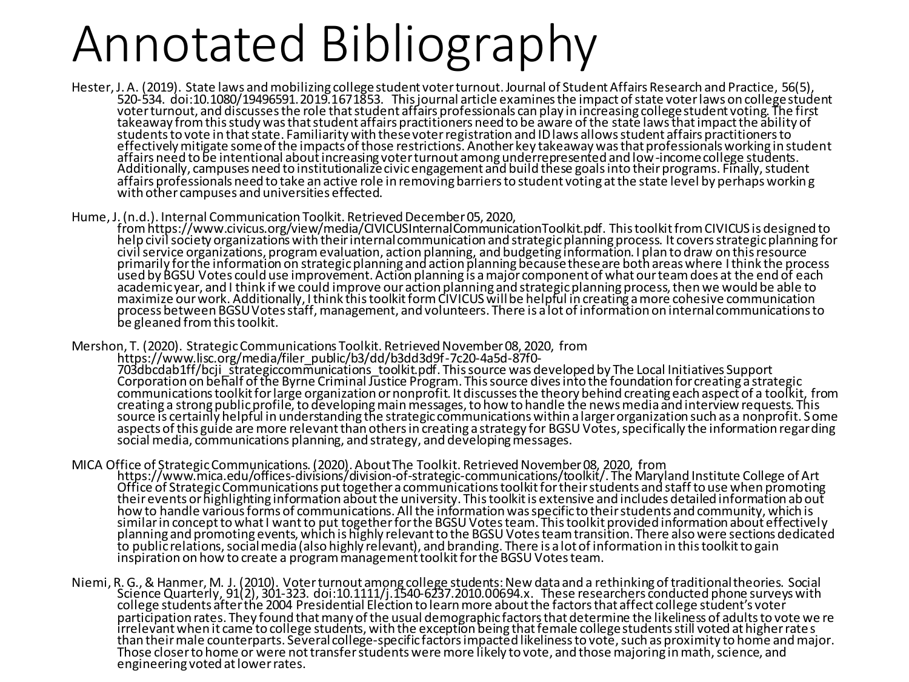# Annotated Bibliography

Hester, J. A. (2019). State laws and mobilizing college student voter turnout. Journal of Student Affairs Research and Practice, 56(5), 520-534. doi:10.1080/19496591.2019.1671853. This journal article examines the impact of state voter laws on college student voter turnout, and discusses the role that student affairs professionals can play in increasing college student voting. The first takeaway from this study was that student affairs practitioners need to be aware of the state laws that impact the ability of students to vote in that state. Familiarity with these voter registration and ID laws allows student affairs practitioners to effectively mitigate some of the impacts of those restrictions. Another key takeaway was that professionals working in student affairs need to be intentional about increasing voter turnout among underrepresented and low-income college students. Additionally, campuses need to institutionalize civic engagement and build these goals into their programs. Finally, student affairs professionals need to take an active role in removing barriers to student voting at the state level by perhaps working with other campuses and universities effected.

Hume, J. (n.d.). Internal Communication Toolkit. Retrieved December 05, 2020, from https://www.civicus.org/view/media/CIVICUSInternalCommunicationToolkit.pdf. This toolkit from CIVICUS is designed to help civil society organizations with their internal communication and strategic planning process. It covers strategic planning for civil service organizations, program evaluation, action planning, and budgeting information. I plan to draw on this resource primarily for the information on strategic planning and action planning because these are both areas where I think the process used by BGSU Votes could use improvement. Action planning is a major component of what our team does at the end of each academic year, and I think if we could improve our action planning and strategic planning process, then we would be able to maximize our work. Additionally, I think this toolkit form CIVICUS will be helpful in creating a more cohesive communication process between BGSU Votes staff, management, and volunteers. There is a lot of information on internal communications to be gleaned from this toolkit.

Mershon, T. (2020). Strategic Communications Toolkit. Retrieved November 08, 2020, from https://www.lisc.org/media/filer_public/b3/dd/b3dd3d9f-7c20-4a5d-87f0-703dbcdab1ff/bcji_strategiccommunications_toolkit.pdf. This source was developed by The Local Initiatives Support Corporation on behalf of the Byrne Criminal Justice Program. This source dives into the foundation for creating a strategic communications toolkit for large organization or nonprofit. It discusses the theory behind creating each aspect of a toolkit, from creating a strong public profile, to developing main messages, to how to handle the news media and interview requests. This source is certainly helpful in understanding the strategic communications within a larger organization such as a nonprofit. Some aspects of this guide are more relevant than others in creating a strategy for BGSU Votes, specifically the information regarding social media, communications planning, and strategy, and developing messages.

MICA Office of Strategic Communications. (2020). About The Toolkit. Retrieved November 08, 2020, from https://www.mica.edu/offices-divisions/division-of-strategic-communications/toolkit/. The Maryland Institute College of Art Office of Strategic Communications put together a communications toolkit for their students and staff to use when promoting their events or highlighting information about the university. This toolkit is extensive and includes detailed information about how to handle various forms of communications. All the information was specific to their students and community, which is similar in concept to what I want to put together for the BGSU Votes team. This toolkit provided information about effectively planning and promoting events, which is highly relevant to the BGSU Votes team transition. There also were sections dedicated to public relations, social media (also highly relevant), and branding. There is a lot of information in this toolkit to gain inspiration on how to create a program management toolkit for the BGSU Votes team.

Niemi, R. G., & Hanmer, M. J. (2010). Voter turnout among college students: New data and a rethinking of traditional theories. Social Science Quarterly, 91(2), 301-323. doi:10.1111/j.1540-6237.2010.00694.x. These researchers conducted phone surveys with college students after the 2004 Presidential Election to learn more about the factors that affect college student's voter participation rates. They found that many of the usual demographic factors that determine the likeliness of adults to vote were irrelevant when it came to college students, with the exception being that female college students still voted at higher rates than their male counterparts. Several college-specific factors impacted likeliness to vote, such as proximity to home and major. Those closer to home or were not transfer students were more likely to vote, and those majoring in math, science, and engineering voted at lower rates.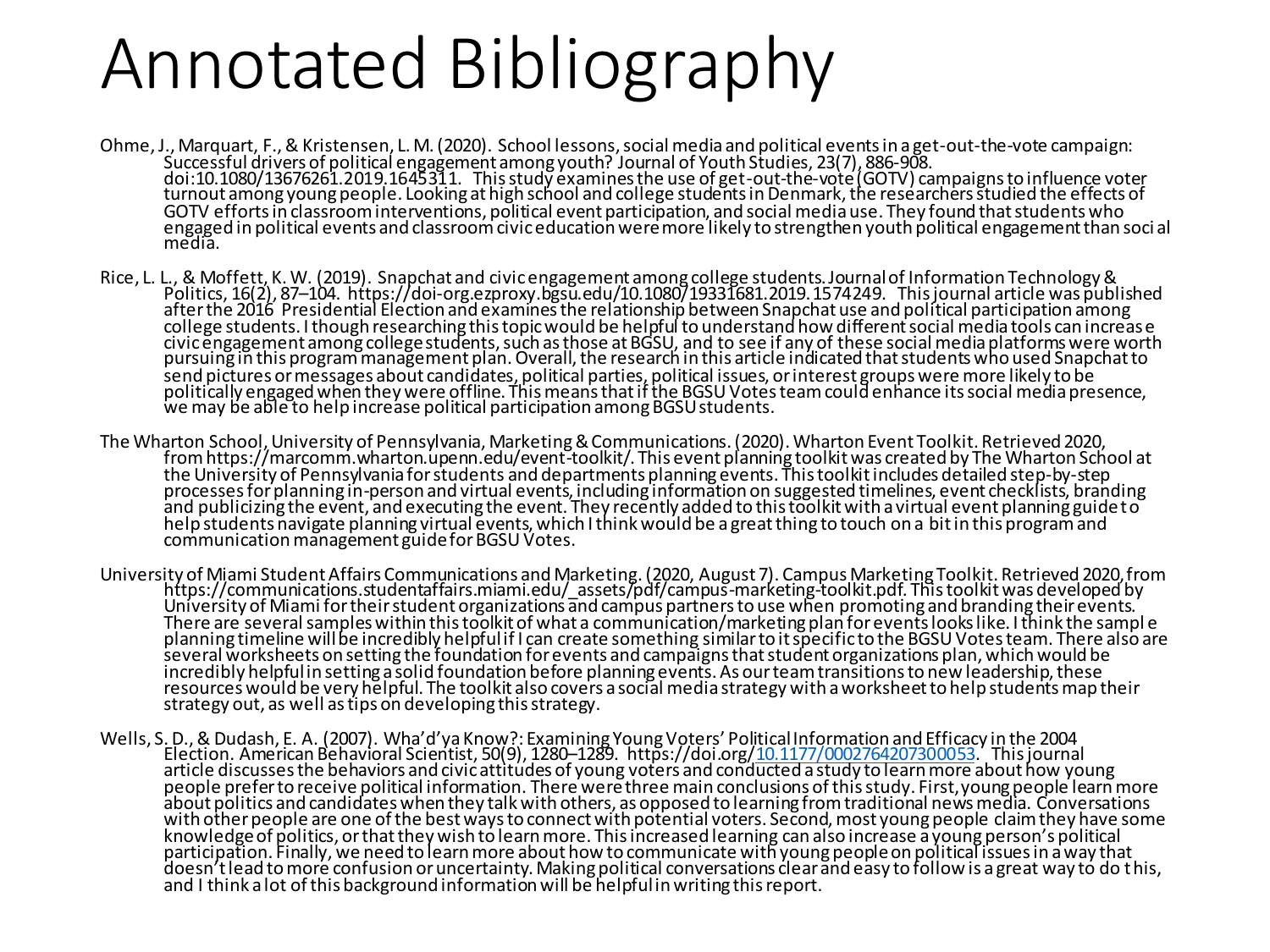# Annotated Bibliography

Ohme, J., Marquart, F., & Kristensen, L. M. (2020). School lessons, social media and political events in a get-out-the-vote campaign: Successful drivers of political engagement among youth? Journal of Youth Studies, 23(7), 886-908. doi:10.1080/13676261.2019.1645311. This study examines the use of get-out-the-vote (GOTV) campaigns to influence voter turnout among young people. Looking at high school and college students in Denmark, the researchers studied the effects of GOTV efforts in classroom interventions, political event participation, and social media use. They found that students who engaged in political events and classroom civic education were more likely to strengthen youth political engagement than social media.

Rice, L. L., & Moffett, K. W. (2019). Snapchat and civic engagement among college students. Journal of Information Technology & Politics, 16(2), 87–104. https://doi-org.ezproxy.bgsu.edu/10.1080/19331681.2019.1574249. This journal article was published after the 2016 Presidential Election and examines the relationship between Snapchat use and political participation among college students. I though researching this topic would be helpful to understand how different social media tools can increase civic engagement among college students, such as those at BGSU, and to see if any of these social media platforms were worth pursuing in this program management plan. Overall, the research in this article indicated that students who used Snapchat to send pictures or messages about candidates, political parties, political issues, or interest groups were more likely to be politically engaged when they were offline. This means that if the BGSU Votes team could enhance its social media presence, we may be able to help increase political participation among BGSU students.

The Wharton School, University of Pennsylvania, Marketing & Communications. (2020). Wharton Event Toolkit. Retrieved 2020, from https://marcomm.wharton.upenn.edu/event-toolkit/. This event planning toolkit was created by The Wharton School at the University of Pennsylvania for students and departments planning events. This toolkit includes detailed step-by-step processes for planning in-person and virtual events, including information on suggested timelines, event checklists, branding and publicizing the event, and executing the event. They recently added to this toolkit with a virtual event planning guide to help students navigate planning virtual events, which I think would be a great thing to touch on a bit in this program and communication management guide for BGSU Votes.

University of Miami Student Affairs Communications and Marketing. (2020, August 7). Campus Marketing Toolkit. Retrieved 2020, from https://communications.studentaffairs.miami.edu/_assets/pdf/campus-marketing-toolkit.pdf. This toolkit was developed by University of Miami for their student organizations and campus partners to use when promoting and branding their events. There are several samples within this toolkit of what a communication/marketing plan for events looks like. I think the sample planning timeline will be incredibly helpful if I can create something similar to it specific to the BGSU Votes team. There also are several worksheets on setting the foundation for events and campaigns that student organizations plan, which would be incredibly helpful in setting a solid foundation before planning events. As our team transitions to new leadership, these resources would be very helpful. The toolkit also covers a social media strategy with a worksheet to help students map their strategy out, as well as tips on developing this strategy.

Wells, S. D., & Dudash, E. A. (2007). Wha'd'ya Know?: Examining Young Voters' Political Information and Efficacy in the 2004 Election. American Behavioral Scientist, 50(9), 1280–1289. https://doi.org/10.1177/0002764207300053. This journal article discusses the behaviors and civic attitudes of young voters and conducted a study to learn more about how young people prefer to receive political information. There were three main conclusions of this study. First, young people learn more about politics and candidates when they talk with others, as opposed to learning from traditional news media. Conversations with other people are one of the best ways to connect with potential voters. Second, most young people claim they have some knowledge of politics, or that they wish to learn more. This increased learning can also increase a young person's political participation. Finally, we need to learn more about how to communicate with young people on political issues in a way that doesn't lead to more confusion or uncertainty. Making political conversations clear and easy to follow is a great way to do this, and I think a lot of this background information will be helpful in writing this report.